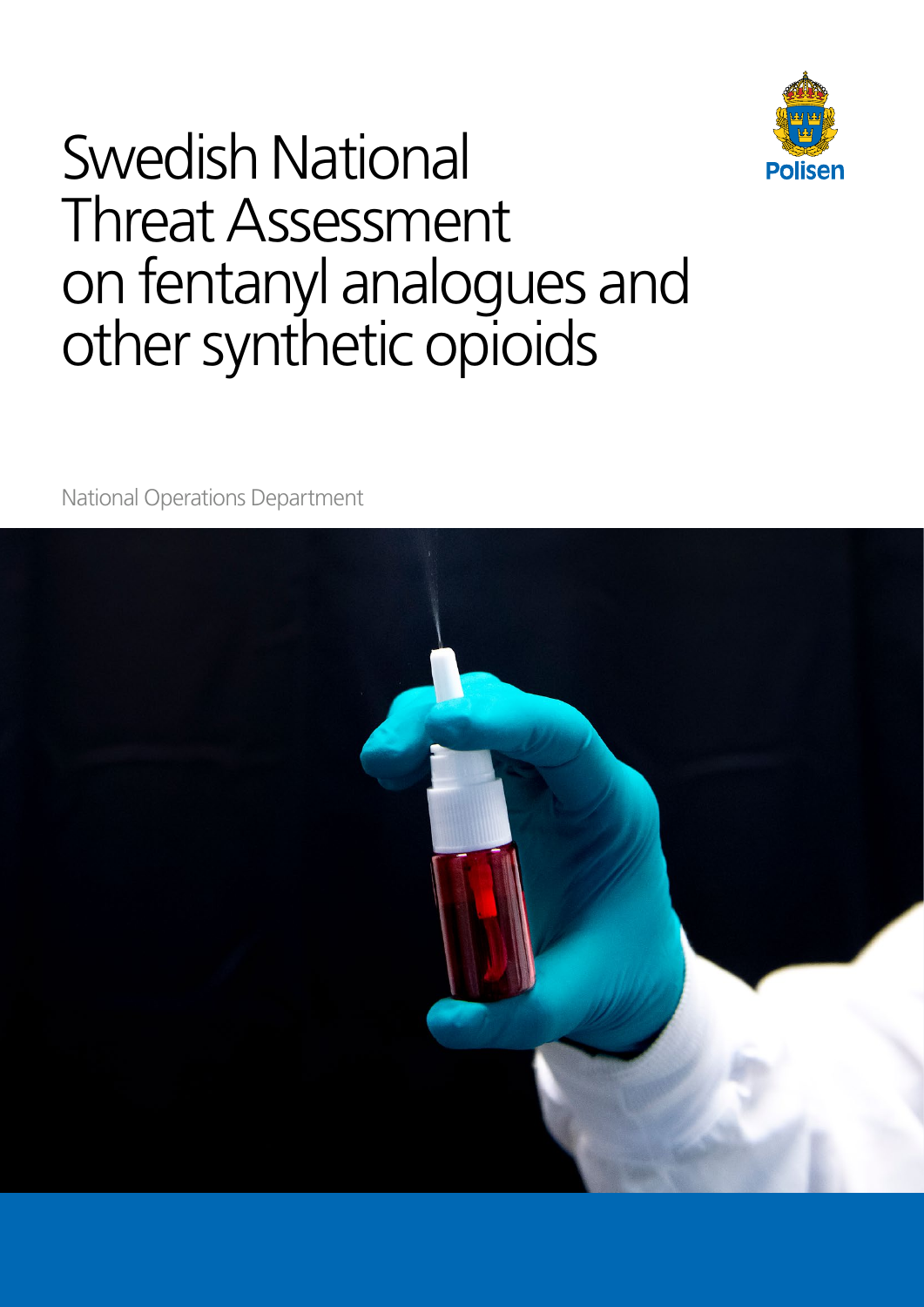# Swedish National Threat Assessment on fentanyl analogues and other synthetic opioids

Polisen

National Operations Department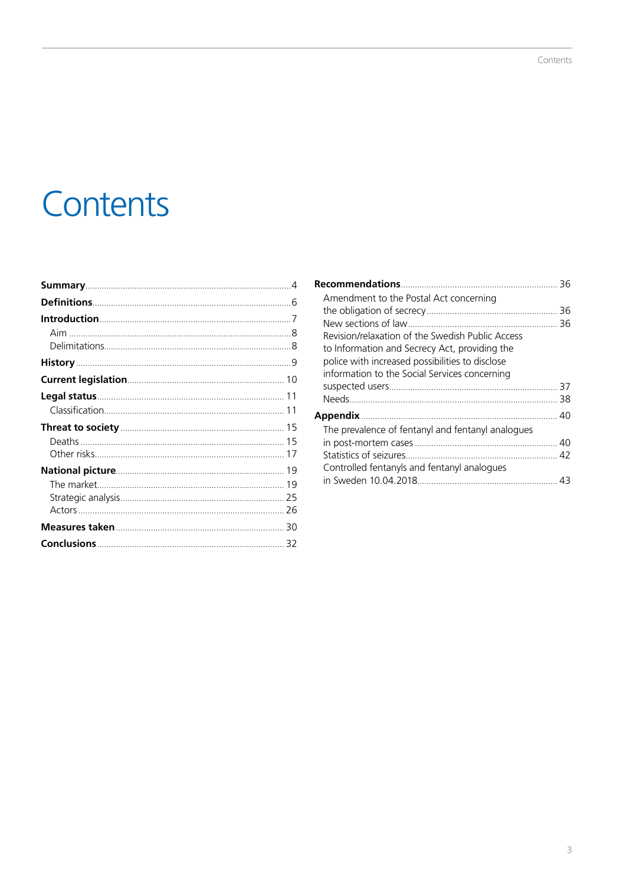# Contents

**Summary** ..... 4

**Definitions** ..... 6

**Introduction** ..... 7

- Aim ..... 8
- Delimitations ..... 8

**History** ..... 9

**Current legislation** ..... 10

**Legal status** ..... 11

- Classification ..... 11

**Threat to society** ..... 15

- Deaths ..... 15
- Other risks ..... 17

**National picture** ..... 19

- The market ..... 19
- Strategic analysis ..... 25
- Actors ..... 26

**Measures taken** ..... 30

**Conclusions** ..... 32

**Recommendations** ..... 36

- Amendment to the Postal Act concerning the obligation of secrecy ..... 36
- New sections of law ..... 36
- Revision/relaxation of the Swedish Public Access to Information and Secrecy Act, providing the police with increased possibilities to disclose information to the Social Services concerning suspected users ..... 37
- Needs ..... 38

**Appendix** ..... 40

- The prevalence of fentanyl and fentanyl analogues in post-mortem cases ..... 40
- Statistics of seizures ..... 42
- Controlled fentanyls and fentanyl analogues in Sweden 10.04.2018 ..... 43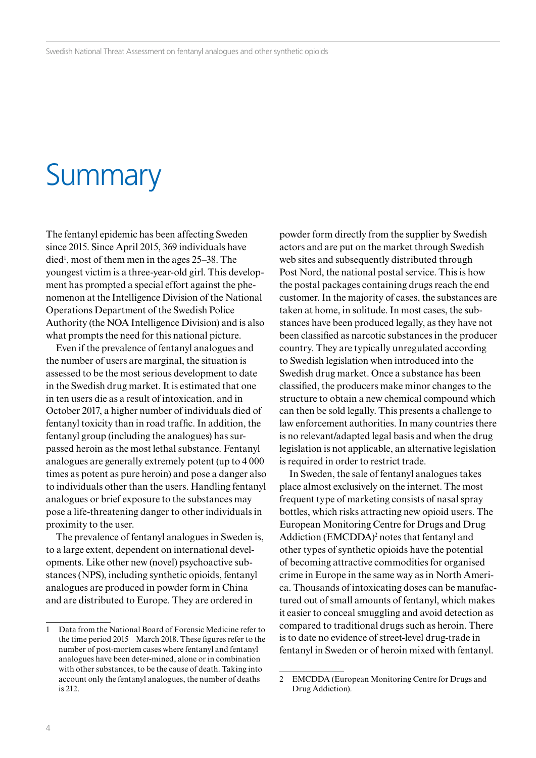# Summary

The fentanyl epidemic has been affecting Sweden since 2015. Since April 2015, 369 individuals have died[1], most of them men in the ages 25–38. The youngest victim is a three-year-old girl. This development has prompted a special effort against the phenomenon at the Intelligence Division of the National Operations Department of the Swedish Police Authority (the NOA Intelligence Division) and is also what prompts the need for this national picture.

Even if the prevalence of fentanyl analogues and the number of users are marginal, the situation is assessed to be the most serious development to date in the Swedish drug market. It is estimated that one in ten users die as a result of intoxication, and in October 2017, a higher number of individuals died of fentanyl toxicity than in road traffic. In addition, the fentanyl group (including the analogues) has surpassed heroin as the most lethal substance. Fentanyl analogues are generally extremely potent (up to 4 000 times as potent as pure heroin) and pose a danger also to individuals other than the users. Handling fentanyl analogues or brief exposure to the substances may pose a life-threatening danger to other individuals in proximity to the user.

The prevalence of fentanyl analogues in Sweden is, to a large extent, dependent on international developments. Like other new (novel) psychoactive substances (NPS), including synthetic opioids, fentanyl analogues are produced in powder form in China and are distributed to Europe. They are ordered in powder form directly from the supplier by Swedish actors and are put on the market through Swedish web sites and subsequently distributed through Post Nord, the national postal service. This is how the postal packages containing drugs reach the end customer. In the majority of cases, the substances are taken at home, in solitude. In most cases, the substances have been produced legally, as they have not been classified as narcotic substances in the producer country. They are typically unregulated according to Swedish legislation when introduced into the Swedish drug market. Once a substance has been classified, the producers make minor changes to the structure to obtain a new chemical compound which can then be sold legally. This presents a challenge to law enforcement authorities. In many countries there is no relevant/adapted legal basis and when the drug legislation is not applicable, an alternative legislation is required in order to restrict trade.

In Sweden, the sale of fentanyl analogues takes place almost exclusively on the internet. The most frequent type of marketing consists of nasal spray bottles, which risks attracting new opioid users. The European Monitoring Centre for Drugs and Drug Addiction (EMCDDA)[2] notes that fentanyl and other types of synthetic opioids have the potential of becoming attractive commodities for organised crime in Europe in the same way as in North America. Thousands of intoxicating doses can be manufactured out of small amounts of fentanyl, which makes it easier to conceal smuggling and avoid detection as compared to traditional drugs such as heroin. There is to date no evidence of street-level drug-trade in fentanyl in Sweden or of heroin mixed with fentanyl.

---

1 Data from the National Board of Forensic Medicine refer to the time period 2015 – March 2018. These figures refer to the number of post-mortem cases where fentanyl and fentanyl analogues have been deter-mined, alone or in combination with other substances, to be the cause of death. Taking into account only the fentanyl analogues, the number of deaths is 212.

2 EMCDDA (European Monitoring Centre for Drugs and Drug Addiction).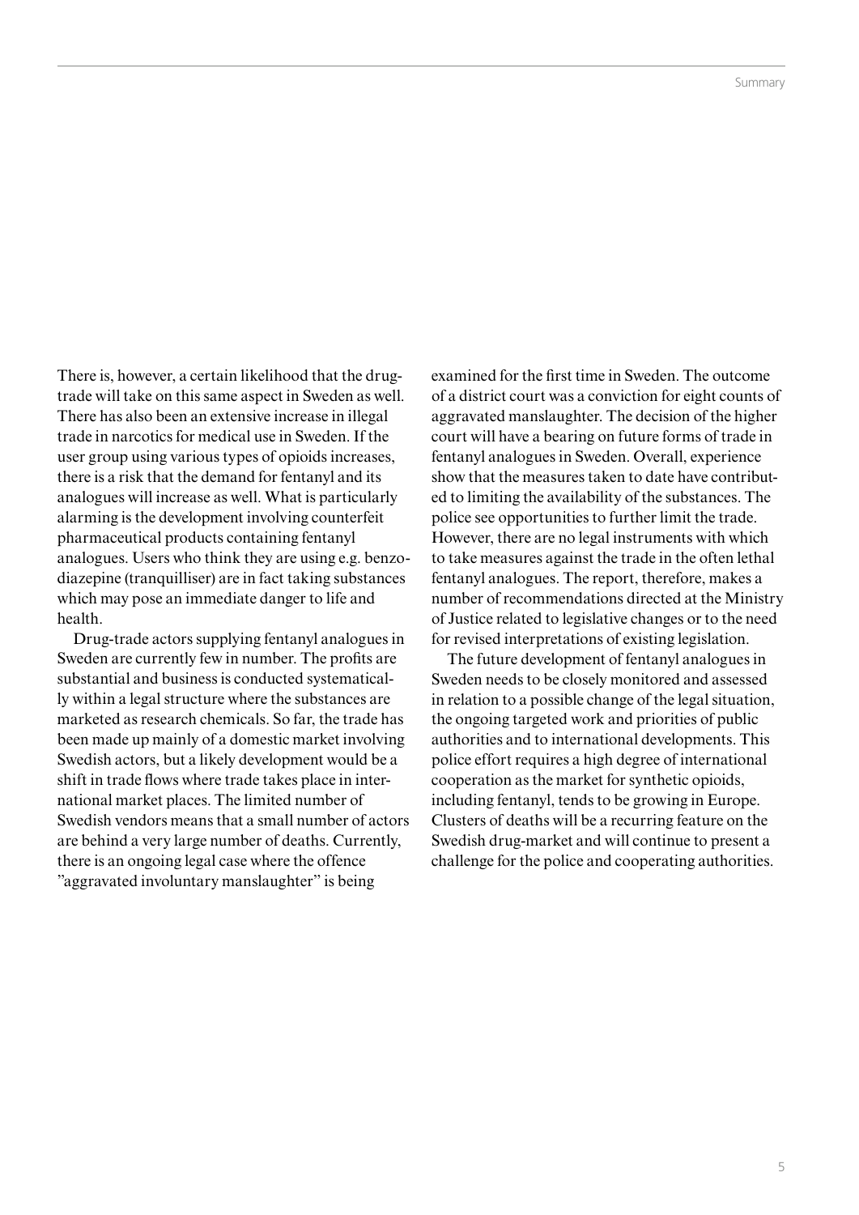There is, however, a certain likelihood that the drug-trade will take on this same aspect in Sweden as well. There has also been an extensive increase in illegal trade in narcotics for medical use in Sweden. If the user group using various types of opioids increases, there is a risk that the demand for fentanyl and its analogues will increase as well. What is particularly alarming is the development involving counterfeit pharmaceutical products containing fentanyl analogues. Users who think they are using e.g. benzodiazepine (tranquilliser) are in fact taking substances which may pose an immediate danger to life and health.

Drug-trade actors supplying fentanyl analogues in Sweden are currently few in number. The profits are substantial and business is conducted systematically within a legal structure where the substances are marketed as research chemicals. So far, the trade has been made up mainly of a domestic market involving Swedish actors, but a likely development would be a shift in trade flows where trade takes place in international market places. The limited number of Swedish vendors means that a small number of actors are behind a very large number of deaths. Currently, there is an ongoing legal case where the offence "aggravated involuntary manslaughter" is being examined for the first time in Sweden. The outcome of a district court was a conviction for eight counts of aggravated manslaughter. The decision of the higher court will have a bearing on future forms of trade in fentanyl analogues in Sweden. Overall, experience show that the measures taken to date have contributed to limiting the availability of the substances. The police see opportunities to further limit the trade. However, there are no legal instruments with which to take measures against the trade in the often lethal fentanyl analogues. The report, therefore, makes a number of recommendations directed at the Ministry of Justice related to legislative changes or to the need for revised interpretations of existing legislation.

The future development of fentanyl analogues in Sweden needs to be closely monitored and assessed in relation to a possible change of the legal situation, the ongoing targeted work and priorities of public authorities and to international developments. This police effort requires a high degree of international cooperation as the market for synthetic opioids, including fentanyl, tends to be growing in Europe. Clusters of deaths will be a recurring feature on the Swedish drug-market and will continue to present a challenge for the police and cooperating authorities.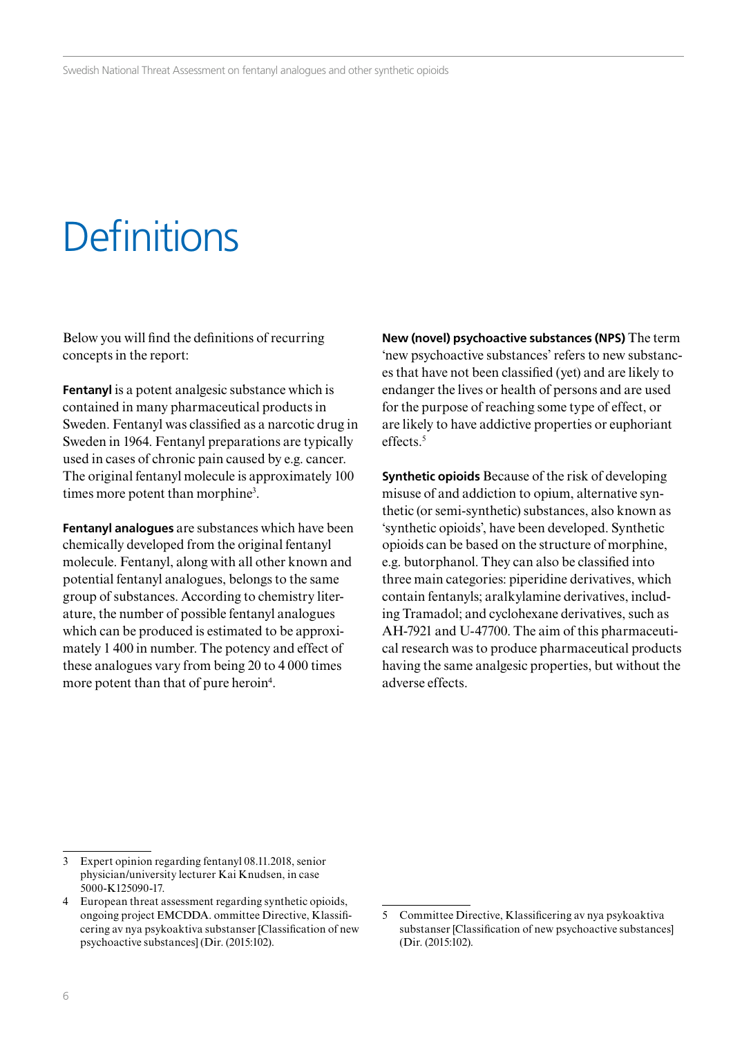# Definitions

Below you will find the definitions of recurring concepts in the report:

**Fentanyl** is a potent analgesic substance which is contained in many pharmaceutical products in Sweden. Fentanyl was classified as a narcotic drug in Sweden in 1964. Fentanyl preparations are typically used in cases of chronic pain caused by e.g. cancer. The original fentanyl molecule is approximately 100 times more potent than morphine[3].

**Fentanyl analogues** are substances which have been chemically developed from the original fentanyl molecule. Fentanyl, along with all other known and potential fentanyl analogues, belongs to the same group of substances. According to chemistry literature, the number of possible fentanyl analogues which can be produced is estimated to be approximately 1 400 in number. The potency and effect of these analogues vary from being 20 to 4 000 times more potent than that of pure heroin[4].

**New (novel) psychoactive substances (NPS)** The term 'new psychoactive substances' refers to new substances that have not been classified (yet) and are likely to endanger the lives or health of persons and are used for the purpose of reaching some type of effect, or are likely to have addictive properties or euphoriant effects.[5]

**Synthetic opioids** Because of the risk of developing misuse of and addiction to opium, alternative synthetic (or semi-synthetic) substances, also known as 'synthetic opioids', have been developed. Synthetic opioids can be based on the structure of morphine, e.g. butorphanol. They can also be classified into three main categories: piperidine derivatives, which contain fentanyls; aralkylamine derivatives, including Tramadol; and cyclohexane derivatives, such as AH-7921 and U-47700. The aim of this pharmaceutical research was to produce pharmaceutical products having the same analgesic properties, but without the adverse effects.

---

3 Expert opinion regarding fentanyl 08.11.2018, senior physician/university lecturer Kai Knudsen, in case 5000-K125090-17.

4 European threat assessment regarding synthetic opioids, ongoing project EMCDDA. ommittee Directive, Klassificering av nya psykoaktiva substanser [Classification of new psychoactive substances] (Dir. (2015:102).

5 Committee Directive, Klassificering av nya psykoaktiva substanser [Classification of new psychoactive substances] (Dir. (2015:102).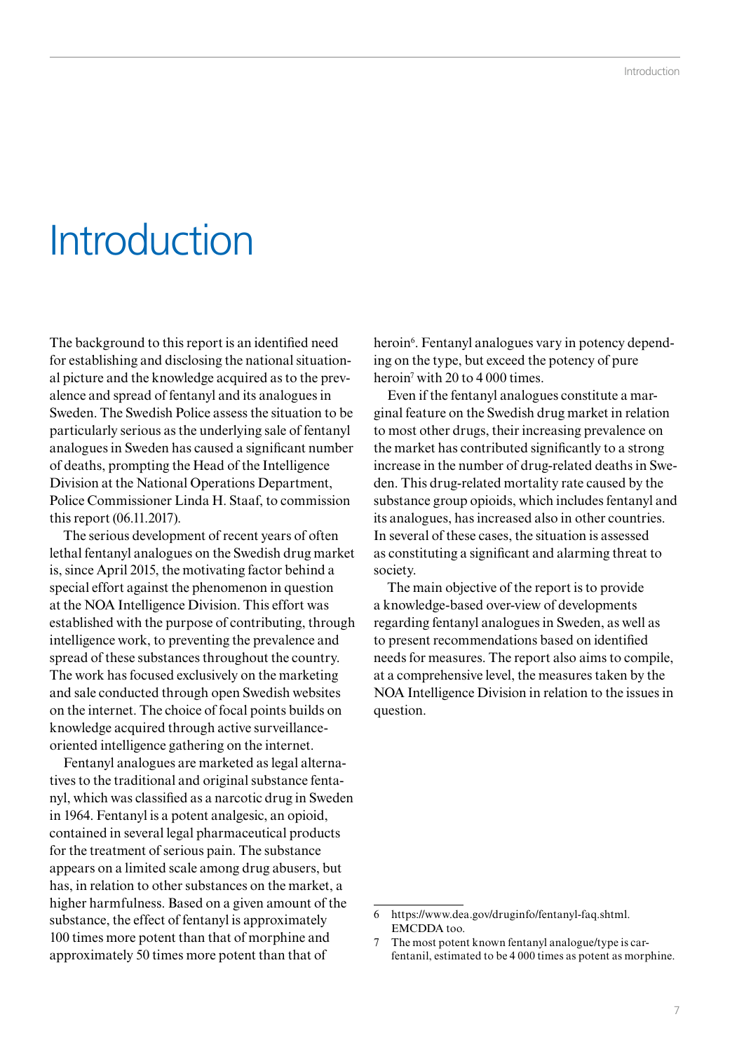# Introduction

The background to this report is an identified need for establishing and disclosing the national situational picture and the knowledge acquired as to the prevalence and spread of fentanyl and its analogues in Sweden. The Swedish Police assess the situation to be particularly serious as the underlying sale of fentanyl analogues in Sweden has caused a significant number of deaths, prompting the Head of the Intelligence Division at the National Operations Department, Police Commissioner Linda H. Staaf, to commission this report (06.11.2017).

The serious development of recent years of often lethal fentanyl analogues on the Swedish drug market is, since April 2015, the motivating factor behind a special effort against the phenomenon in question at the NOA Intelligence Division. This effort was established with the purpose of contributing, through intelligence work, to preventing the prevalence and spread of these substances throughout the country. The work has focused exclusively on the marketing and sale conducted through open Swedish websites on the internet. The choice of focal points builds on knowledge acquired through active surveillance-oriented intelligence gathering on the internet.

Fentanyl analogues are marketed as legal alternatives to the traditional and original substance fentanyl, which was classified as a narcotic drug in Sweden in 1964. Fentanyl is a potent analgesic, an opioid, contained in several legal pharmaceutical products for the treatment of serious pain. The substance appears on a limited scale among drug abusers, but has, in relation to other substances on the market, a higher harmfulness. Based on a given amount of the substance, the effect of fentanyl is approximately 100 times more potent than that of morphine and approximately 50 times more potent than that of heroin[6]. Fentanyl analogues vary in potency depending on the type, but exceed the potency of pure heroin[7] with 20 to 4 000 times.

Even if the fentanyl analogues constitute a marginal feature on the Swedish drug market in relation to most other drugs, their increasing prevalence on the market has contributed significantly to a strong increase in the number of drug-related deaths in Sweden. This drug-related mortality rate caused by the substance group opioids, which includes fentanyl and its analogues, has increased also in other countries. In several of these cases, the situation is assessed as constituting a significant and alarming threat to society.

The main objective of the report is to provide a knowledge-based over-view of developments regarding fentanyl analogues in Sweden, as well as to present recommendations based on identified needs for measures. The report also aims to compile, at a comprehensive level, the measures taken by the NOA Intelligence Division in relation to the issues in question.

---

6 https://www.dea.gov/druginfo/fentanyl-faq.shtml. EMCDDA too.

7 The most potent known fentanyl analogue/type is carfentanil, estimated to be 4 000 times as potent as morphine.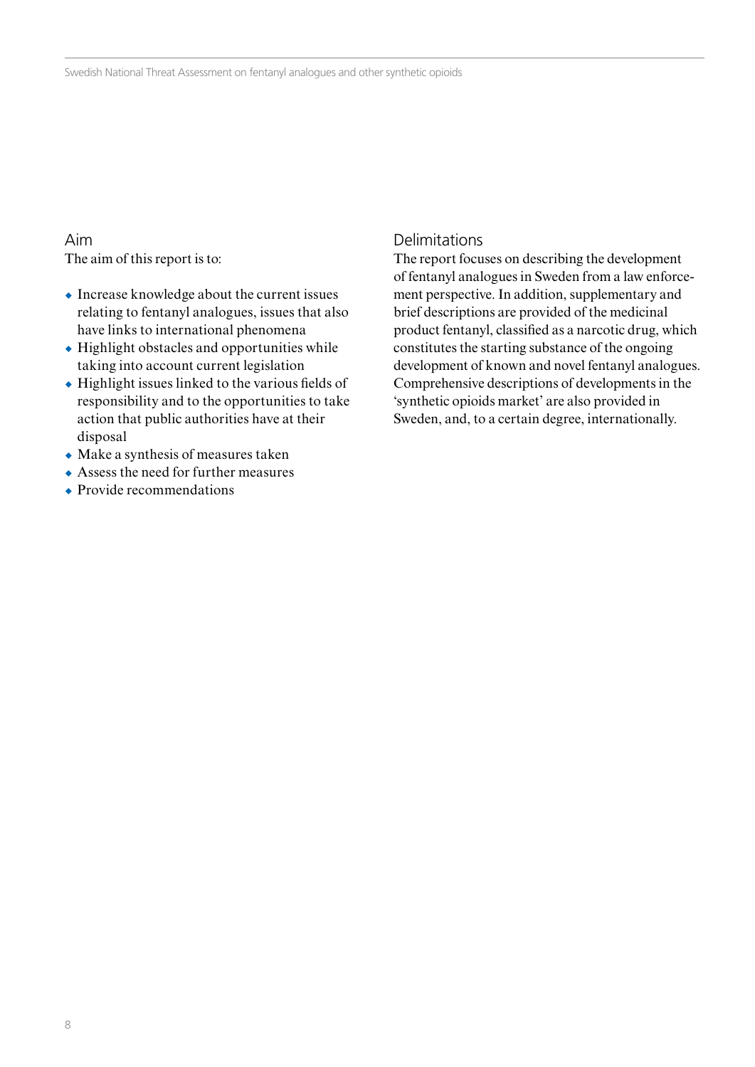## Aim

The aim of this report is to:

- Increase knowledge about the current issues relating to fentanyl analogues, issues that also have links to international phenomena
- Highlight obstacles and opportunities while taking into account current legislation
- Highlight issues linked to the various fields of responsibility and to the opportunities to take action that public authorities have at their disposal
- Make a synthesis of measures taken
- Assess the need for further measures
- Provide recommendations

## Delimitations

The report focuses on describing the development of fentanyl analogues in Sweden from a law enforcement perspective. In addition, supplementary and brief descriptions are provided of the medicinal product fentanyl, classified as a narcotic drug, which constitutes the starting substance of the ongoing development of known and novel fentanyl analogues. Comprehensive descriptions of developments in the 'synthetic opioids market' are also provided in Sweden, and, to a certain degree, internationally.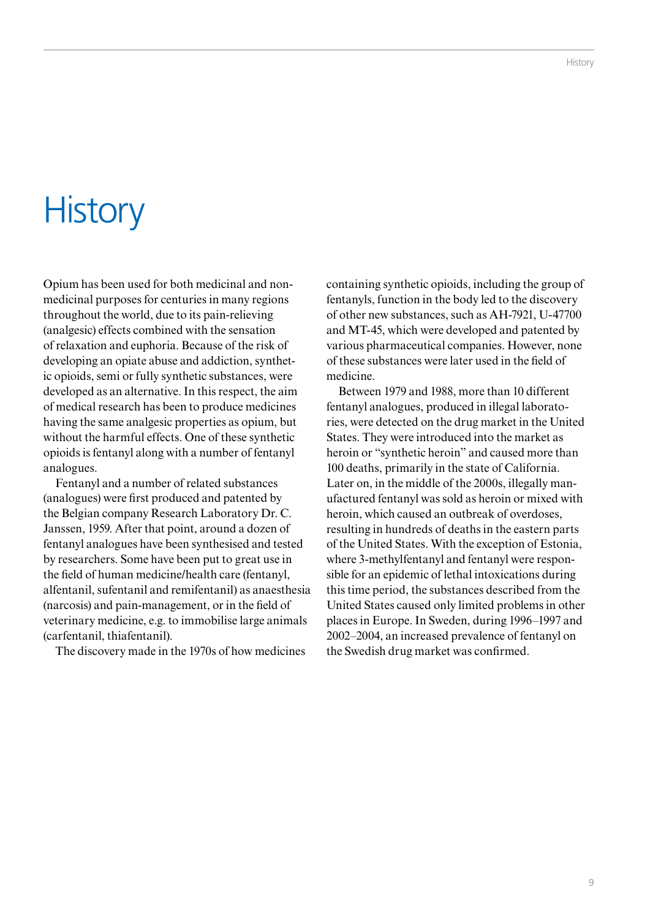# History

Opium has been used for both medicinal and non-medicinal purposes for centuries in many regions throughout the world, due to its pain-relieving (analgesic) effects combined with the sensation of relaxation and euphoria. Because of the risk of developing an opiate abuse and addiction, synthetic opioids, semi or fully synthetic substances, were developed as an alternative. In this respect, the aim of medical research has been to produce medicines having the same analgesic properties as opium, but without the harmful effects. One of these synthetic opioids is fentanyl along with a number of fentanyl analogues.

Fentanyl and a number of related substances (analogues) were first produced and patented by the Belgian company Research Laboratory Dr. C. Janssen, 1959. After that point, around a dozen of fentanyl analogues have been synthesised and tested by researchers. Some have been put to great use in the field of human medicine/health care (fentanyl, alfentanil, sufentanil and remifentanil) as anaesthesia (narcosis) and pain-management, or in the field of veterinary medicine, e.g. to immobilise large animals (carfentanil, thiafentanil).

The discovery made in the 1970s of how medicines containing synthetic opioids, including the group of fentanyls, function in the body led to the discovery of other new substances, such as AH-7921, U-47700 and MT-45, which were developed and patented by various pharmaceutical companies. However, none of these substances were later used in the field of medicine.

Between 1979 and 1988, more than 10 different fentanyl analogues, produced in illegal laboratories, were detected on the drug market in the United States. They were introduced into the market as heroin or "synthetic heroin" and caused more than 100 deaths, primarily in the state of California. Later on, in the middle of the 2000s, illegally manufactured fentanyl was sold as heroin or mixed with heroin, which caused an outbreak of overdoses, resulting in hundreds of deaths in the eastern parts of the United States. With the exception of Estonia, where 3-methylfentanyl and fentanyl were responsible for an epidemic of lethal intoxications during this time period, the substances described from the United States caused only limited problems in other places in Europe. In Sweden, during 1996–1997 and 2002–2004, an increased prevalence of fentanyl on the Swedish drug market was confirmed.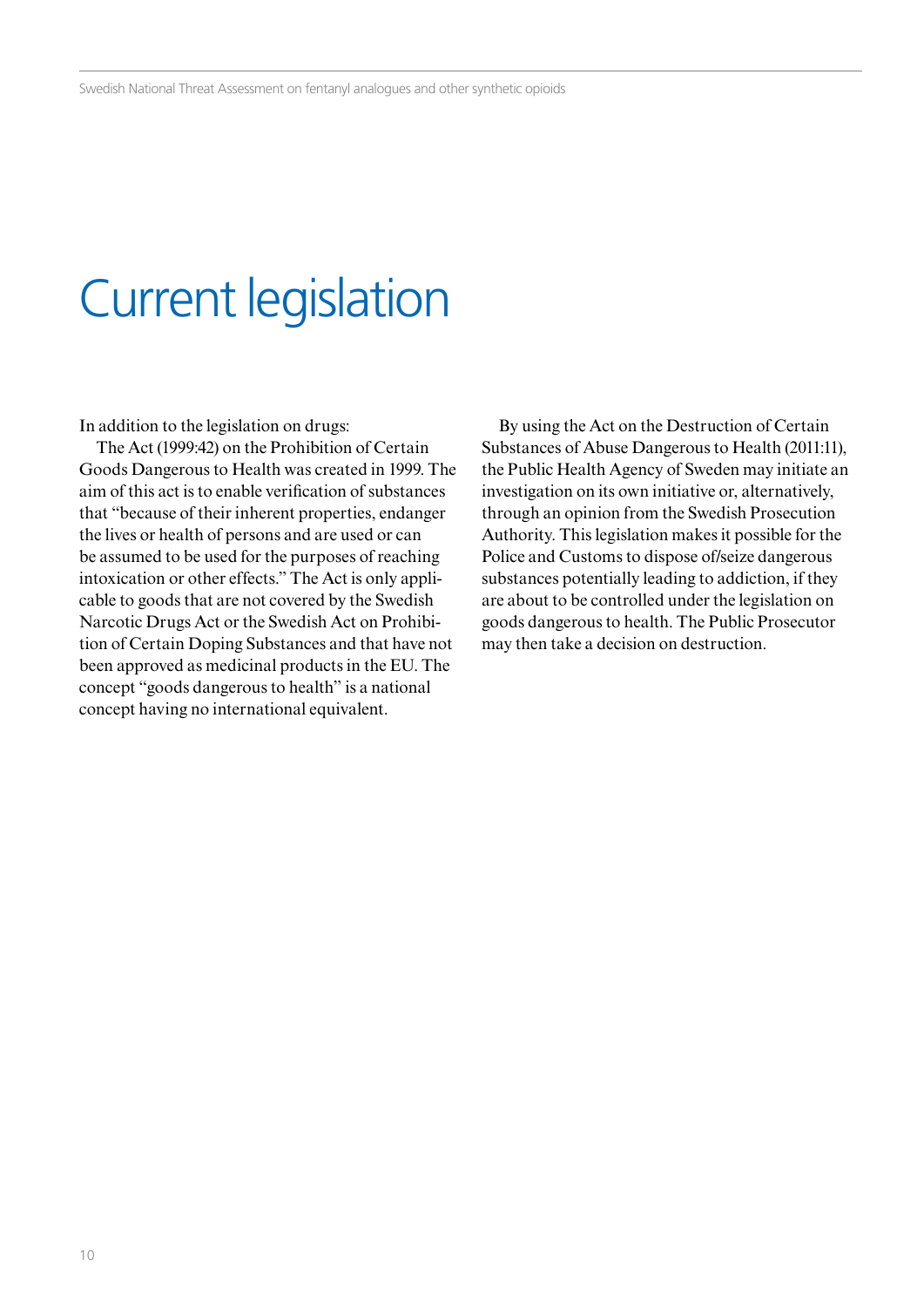# Current legislation

In addition to the legislation on drugs:

The Act (1999:42) on the Prohibition of Certain Goods Dangerous to Health was created in 1999. The aim of this act is to enable verification of substances that "because of their inherent properties, endanger the lives or health of persons and are used or can be assumed to be used for the purposes of reaching intoxication or other effects." The Act is only applicable to goods that are not covered by the Swedish Narcotic Drugs Act or the Swedish Act on Prohibition of Certain Doping Substances and that have not been approved as medicinal products in the EU. The concept "goods dangerous to health" is a national concept having no international equivalent.

By using the Act on the Destruction of Certain Substances of Abuse Dangerous to Health (2011:11), the Public Health Agency of Sweden may initiate an investigation on its own initiative or, alternatively, through an opinion from the Swedish Prosecution Authority. This legislation makes it possible for the Police and Customs to dispose of/seize dangerous substances potentially leading to addiction, if they are about to be controlled under the legislation on goods dangerous to health. The Public Prosecutor may then take a decision on destruction.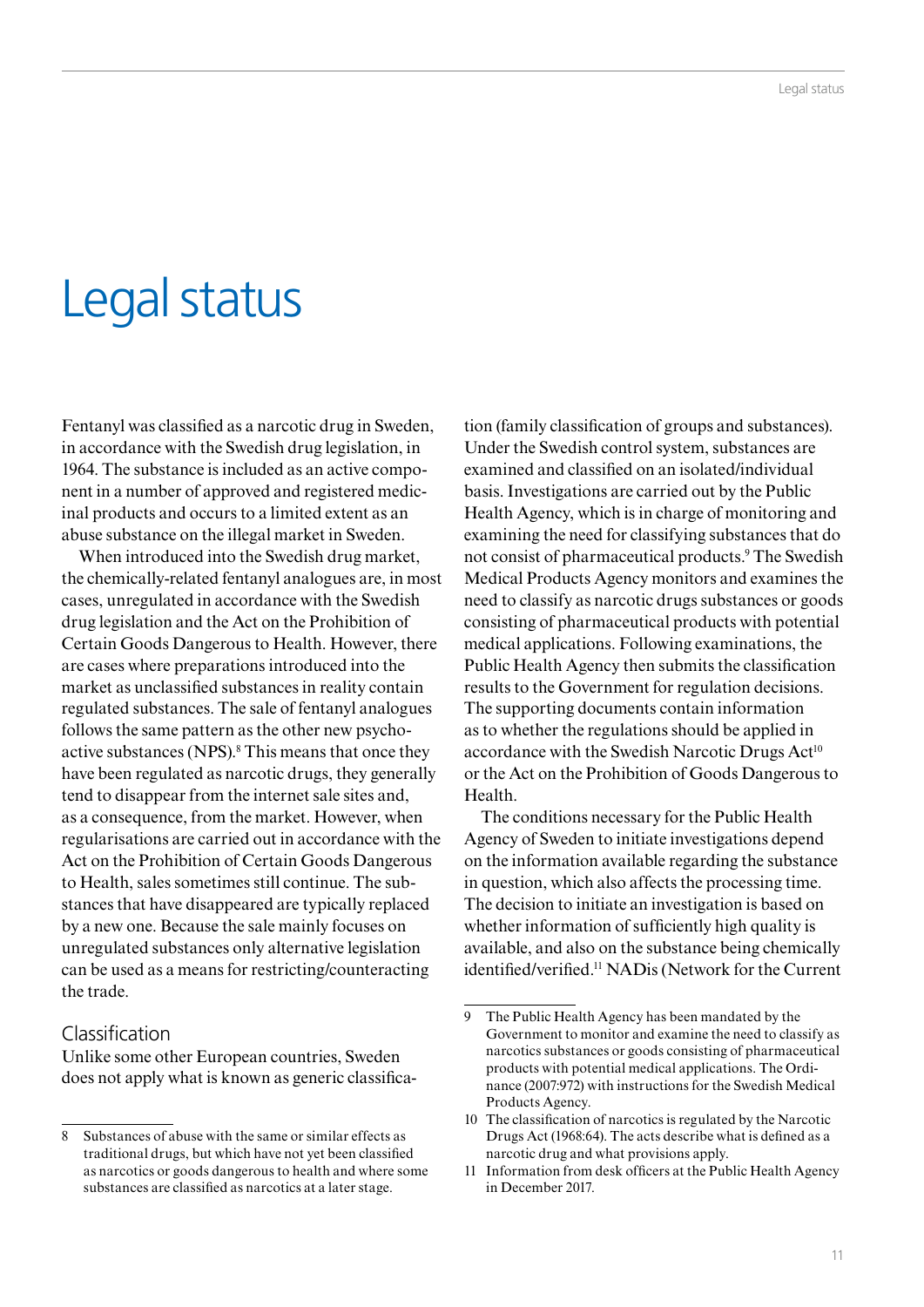# Legal status

Fentanyl was classified as a narcotic drug in Sweden, in accordance with the Swedish drug legislation, in 1964. The substance is included as an active component in a number of approved and registered medicinal products and occurs to a limited extent as an abuse substance on the illegal market in Sweden.

When introduced into the Swedish drug market, the chemically-related fentanyl analogues are, in most cases, unregulated in accordance with the Swedish drug legislation and the Act on the Prohibition of Certain Goods Dangerous to Health. However, there are cases where preparations introduced into the market as unclassified substances in reality contain regulated substances. The sale of fentanyl analogues follows the same pattern as the other new psychoactive substances (NPS).[8] This means that once they have been regulated as narcotic drugs, they generally tend to disappear from the internet sale sites and, as a consequence, from the market. However, when regularisations are carried out in accordance with the Act on the Prohibition of Certain Goods Dangerous to Health, sales sometimes still continue. The substances that have disappeared are typically replaced by a new one. Because the sale mainly focuses on unregulated substances only alternative legislation can be used as a means for restricting/counteracting the trade.

## Classification

Unlike some other European countries, Sweden does not apply what is known as generic classification (family classification of groups and substances). Under the Swedish control system, substances are examined and classified on an isolated/individual basis. Investigations are carried out by the Public Health Agency, which is in charge of monitoring and examining the need for classifying substances that do not consist of pharmaceutical products.[9] The Swedish Medical Products Agency monitors and examines the need to classify as narcotic drugs substances or goods consisting of pharmaceutical products with potential medical applications. Following examinations, the Public Health Agency then submits the classification results to the Government for regulation decisions. The supporting documents contain information as to whether the regulations should be applied in accordance with the Swedish Narcotic Drugs Act[10] or the Act on the Prohibition of Goods Dangerous to Health.

The conditions necessary for the Public Health Agency of Sweden to initiate investigations depend on the information available regarding the substance in question, which also affects the processing time. The decision to initiate an investigation is based on whether information of sufficiently high quality is available, and also on the substance being chemically identified/verified.[11] NADis (Network for the Current

---

8 Substances of abuse with the same or similar effects as traditional drugs, but which have not yet been classified as narcotics or goods dangerous to health and where some substances are classified as narcotics at a later stage.

9 The Public Health Agency has been mandated by the Government to monitor and examine the need to classify as narcotics substances or goods consisting of pharmaceutical products with potential medical applications. The Ordinance (2007:972) with instructions for the Swedish Medical Products Agency.

10 The classification of narcotics is regulated by the Narcotic Drugs Act (1968:64). The acts describe what is defined as a narcotic drug and what provisions apply.

11 Information from desk officers at the Public Health Agency in December 2017.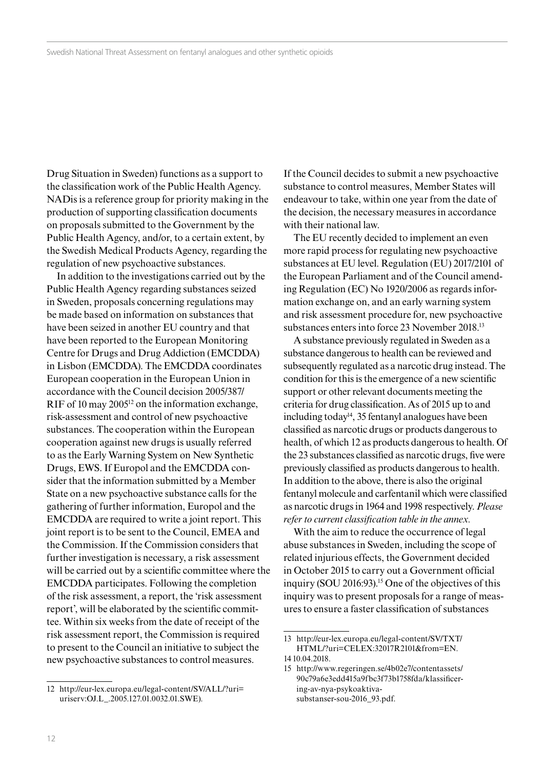Drug Situation in Sweden) functions as a support to the classification work of the Public Health Agency. NADis is a reference group for priority making in the production of supporting classification documents on proposals submitted to the Government by the Public Health Agency, and/or, to a certain extent, by the Swedish Medical Products Agency, regarding the regulation of new psychoactive substances.

In addition to the investigations carried out by the Public Health Agency regarding substances seized in Sweden, proposals concerning regulations may be made based on information on substances that have been seized in another EU country and that have been reported to the European Monitoring Centre for Drugs and Drug Addiction (EMCDDA) in Lisbon (EMCDDA). The EMCDDA coordinates European cooperation in the European Union in accordance with the Council decision 2005/387/RIF of 10 may 2005[12] on the information exchange, risk-assessment and control of new psychoactive substances. The cooperation within the European cooperation against new drugs is usually referred to as the Early Warning System on New Synthetic Drugs, EWS. If Europol and the EMCDDA consider that the information submitted by a Member State on a new psychoactive substance calls for the gathering of further information, Europol and the EMCDDA are required to write a joint report. This joint report is to be sent to the Council, EMEA and the Commission. If the Commission considers that further investigation is necessary, a risk assessment will be carried out by a scientific committee where the EMCDDA participates. Following the completion of the risk assessment, a report, the 'risk assessment report', will be elaborated by the scientific committee. Within six weeks from the date of receipt of the risk assessment report, the Commission is required to present to the Council an initiative to subject the new psychoactive substances to control measures.

If the Council decides to submit a new psychoactive substance to control measures, Member States will endeavour to take, within one year from the date of the decision, the necessary measures in accordance with their national law.

The EU recently decided to implement an even more rapid process for regulating new psychoactive substances at EU level. Regulation (EU) 2017/2101 of the European Parliament and of the Council amending Regulation (EC) No 1920/2006 as regards information exchange on, and an early warning system and risk assessment procedure for, new psychoactive substances enters into force 23 November 2018.[13]

A substance previously regulated in Sweden as a substance dangerous to health can be reviewed and subsequently regulated as a narcotic drug instead. The condition for this is the emergence of a new scientific support or other relevant documents meeting the criteria for drug classification. As of 2015 up to and including today[14], 35 fentanyl analogues have been classified as narcotic drugs or products dangerous to health, of which 12 as products dangerous to health. Of the 23 substances classified as narcotic drugs, five were previously classified as products dangerous to health. In addition to the above, there is also the original fentanyl molecule and carfentanil which were classified as narcotic drugs in 1964 and 1998 respectively. *Please refer to current classification table in the annex.*

With the aim to reduce the occurrence of legal abuse substances in Sweden, including the scope of related injurious effects, the Government decided in October 2015 to carry out a Government official inquiry (SOU 2016:93).[15] One of the objectives of this inquiry was to present proposals for a range of measures to ensure a faster classification of substances

12 http://eur-lex.europa.eu/legal-content/SV/ALL/?uri=uriserv:OJ.L_.2005.127.01.0032.01.SWE).

13 http://eur-lex.europa.eu/legal-content/SV/TXT/HTML/?uri=CELEX:32017R2101&from=EN.

14 10.04.2018.

15 http://www.regeringen.se/4b02e7/contentassets/90c79a6e3edd415a9fbc3f73b1758fda/klassificering-av-nya-psykoaktiva-substanser-sou-2016_93.pdf.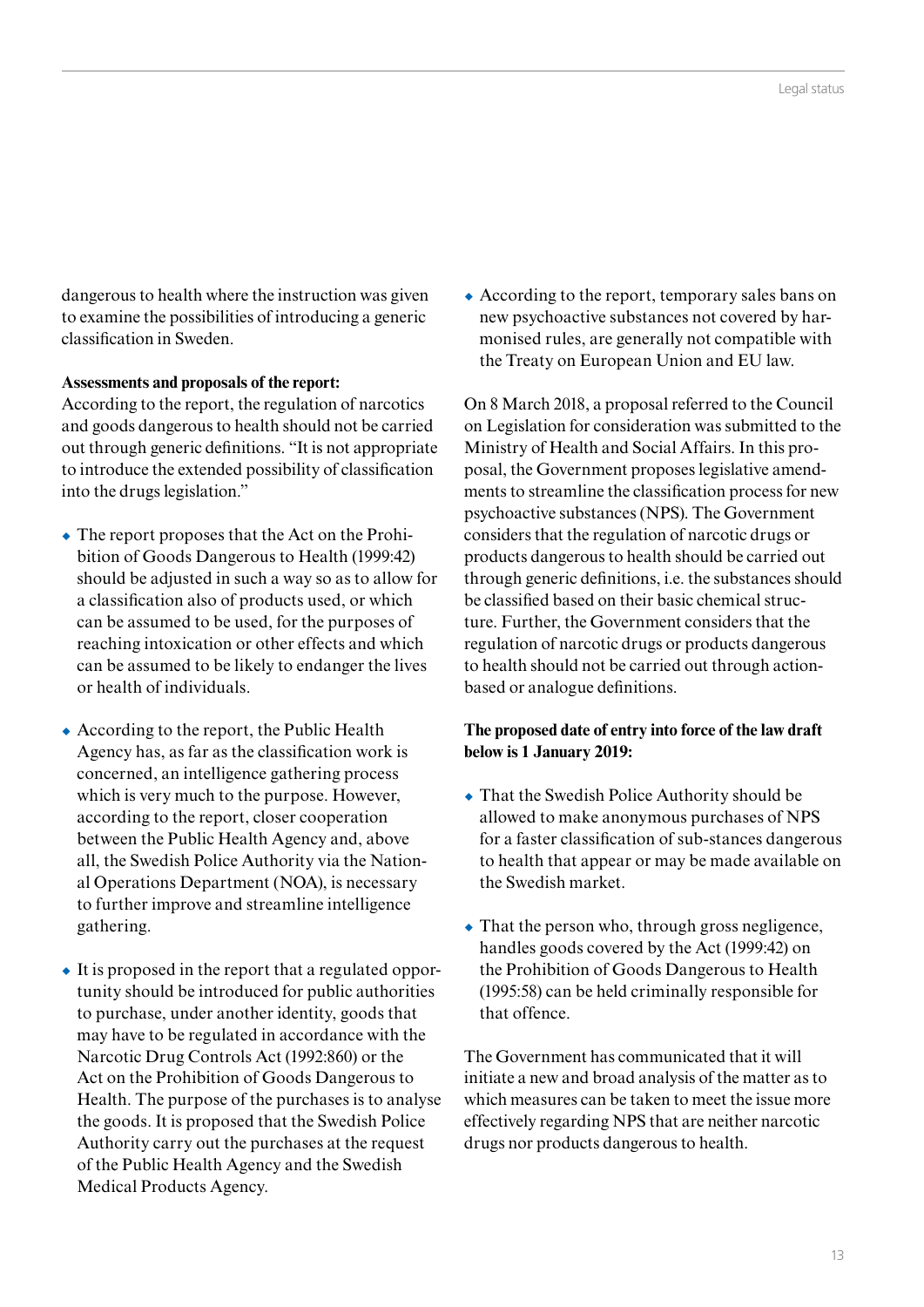dangerous to health where the instruction was given to examine the possibilities of introducing a generic classification in Sweden.

**Assessments and proposals of the report:**
According to the report, the regulation of narcotics and goods dangerous to health should not be carried out through generic definitions. "It is not appropriate to introduce the extended possibility of classification into the drugs legislation."

- The report proposes that the Act on the Prohibition of Goods Dangerous to Health (1999:42) should be adjusted in such a way so as to allow for a classification also of products used, or which can be assumed to be used, for the purposes of reaching intoxication or other effects and which can be assumed to be likely to endanger the lives or health of individuals.

- According to the report, the Public Health Agency has, as far as the classification work is concerned, an intelligence gathering process which is very much to the purpose. However, according to the report, closer cooperation between the Public Health Agency and, above all, the Swedish Police Authority via the National Operations Department (NOA), is necessary to further improve and streamline intelligence gathering.

- It is proposed in the report that a regulated opportunity should be introduced for public authorities to purchase, under another identity, goods that may have to be regulated in accordance with the Narcotic Drug Controls Act (1992:860) or the Act on the Prohibition of Goods Dangerous to Health. The purpose of the purchases is to analyse the goods. It is proposed that the Swedish Police Authority carry out the purchases at the request of the Public Health Agency and the Swedish Medical Products Agency.

- According to the report, temporary sales bans on new psychoactive substances not covered by harmonised rules, are generally not compatible with the Treaty on European Union and EU law.

On 8 March 2018, a proposal referred to the Council on Legislation for consideration was submitted to the Ministry of Health and Social Affairs. In this proposal, the Government proposes legislative amendments to streamline the classification process for new psychoactive substances (NPS). The Government considers that the regulation of narcotic drugs or products dangerous to health should be carried out through generic definitions, i.e. the substances should be classified based on their basic chemical structure. Further, the Government considers that the regulation of narcotic drugs or products dangerous to health should not be carried out through action-based or analogue definitions.

**The proposed date of entry into force of the law draft below is 1 January 2019:**

- That the Swedish Police Authority should be allowed to make anonymous purchases of NPS for a faster classification of sub-stances dangerous to health that appear or may be made available on the Swedish market.

- That the person who, through gross negligence, handles goods covered by the Act (1999:42) on the Prohibition of Goods Dangerous to Health (1995:58) can be held criminally responsible for that offence.

The Government has communicated that it will initiate a new and broad analysis of the matter as to which measures can be taken to meet the issue more effectively regarding NPS that are neither narcotic drugs nor products dangerous to health.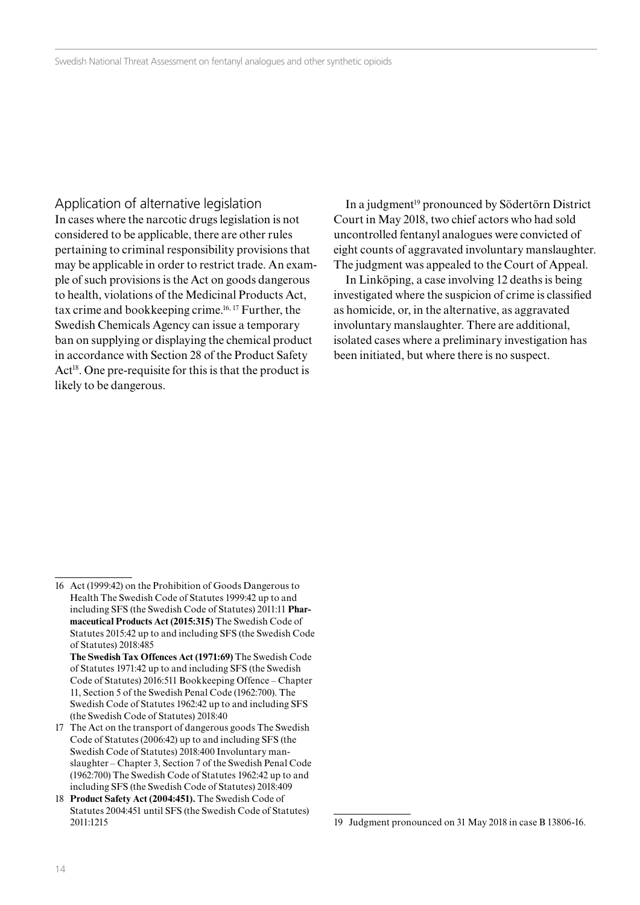## Application of alternative legislation

In cases where the narcotic drugs legislation is not considered to be applicable, there are other rules pertaining to criminal responsibility provisions that may be applicable in order to restrict trade. An example of such provisions is the Act on goods dangerous to health, violations of the Medicinal Products Act, tax crime and bookkeeping crime.[16, 17] Further, the Swedish Chemicals Agency can issue a temporary ban on supplying or displaying the chemical product in accordance with Section 28 of the Product Safety Act[18]. One pre-requisite for this is that the product is likely to be dangerous.

In a judgment[19] pronounced by Södertörn District Court in May 2018, two chief actors who had sold uncontrolled fentanyl analogues were convicted of eight counts of aggravated involuntary manslaughter. The judgment was appealed to the Court of Appeal.

In Linköping, a case involving 12 deaths is being investigated where the suspicion of crime is classified as homicide, or, in the alternative, as aggravated involuntary manslaughter. There are additional, isolated cases where a preliminary investigation has been initiated, but where there is no suspect.

---

16 Act (1999:42) on the Prohibition of Goods Dangerous to Health The Swedish Code of Statutes 1999:42 up to and including SFS (the Swedish Code of Statutes) 2011:11 **Pharmaceutical Products Act (2015:315)** The Swedish Code of Statutes 2015:42 up to and including SFS (the Swedish Code of Statutes) 2018:485
**The Swedish Tax Offences Act (1971:69)** The Swedish Code of Statutes 1971:42 up to and including SFS (the Swedish Code of Statutes) 2016:511 Bookkeeping Offence – Chapter 11, Section 5 of the Swedish Penal Code (1962:700). The Swedish Code of Statutes 1962:42 up to and including SFS (the Swedish Code of Statutes) 2018:40

17 The Act on the transport of dangerous goods The Swedish Code of Statutes (2006:42) up to and including SFS (the Swedish Code of Statutes) 2018:400 Involuntary manslaughter – Chapter 3, Section 7 of the Swedish Penal Code (1962:700) The Swedish Code of Statutes 1962:42 up to and including SFS (the Swedish Code of Statutes) 2018:409

18 **Product Safety Act (2004:451).** The Swedish Code of Statutes 2004:451 until SFS (the Swedish Code of Statutes) 2011:1215

19 Judgment pronounced on 31 May 2018 in case B 13806-16.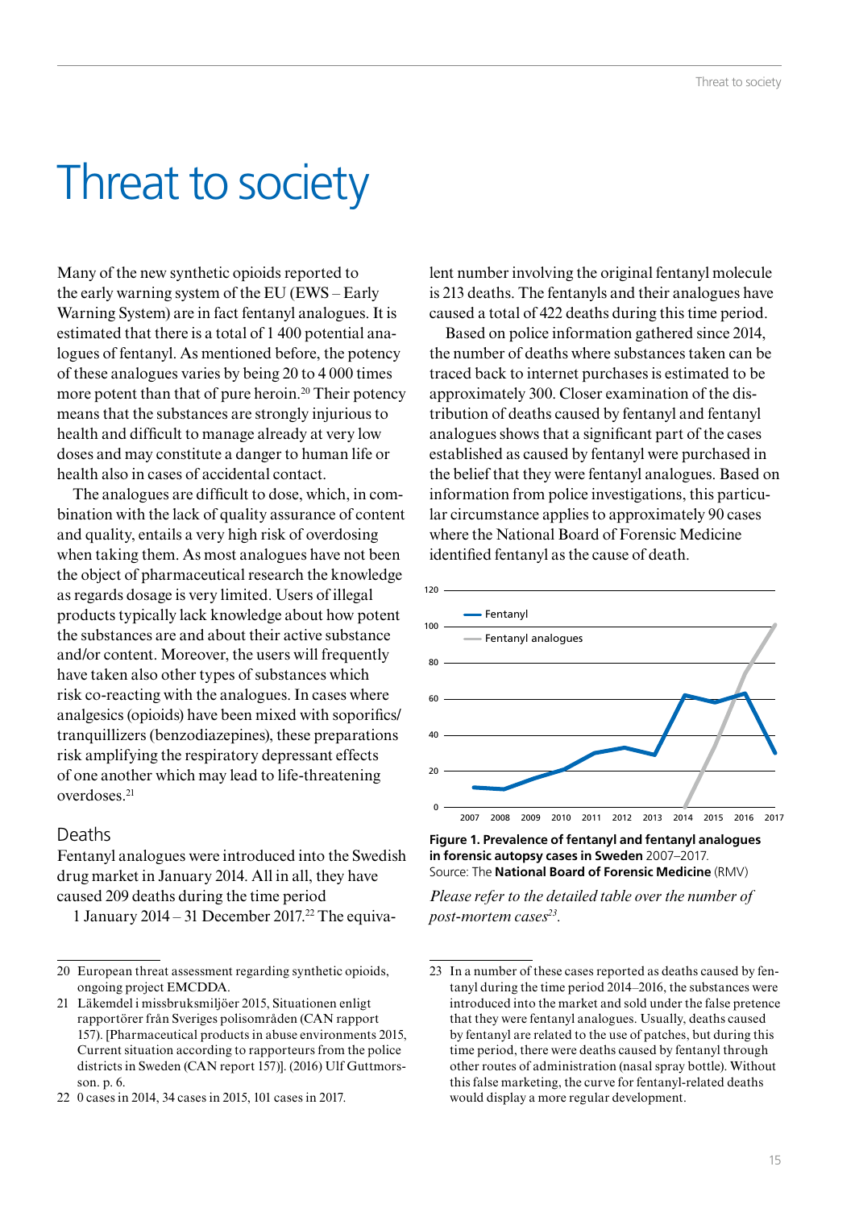# Threat to society

Many of the new synthetic opioids reported to the early warning system of the EU (EWS – Early Warning System) are in fact fentanyl analogues. It is estimated that there is a total of 1 400 potential analogues of fentanyl. As mentioned before, the potency of these analogues varies by being 20 to 4 000 times more potent than that of pure heroin.[20] Their potency means that the substances are strongly injurious to health and difficult to manage already at very low doses and may constitute a danger to human life or health also in cases of accidental contact.

The analogues are difficult to dose, which, in combination with the lack of quality assurance of content and quality, entails a very high risk of overdosing when taking them. As most analogues have not been the object of pharmaceutical research the knowledge as regards dosage is very limited. Users of illegal products typically lack knowledge about how potent the substances are and about their active substance and/or content. Moreover, the users will frequently have taken also other types of substances which risk co-reacting with the analogues. In cases where analgesics (opioids) have been mixed with soporifics/tranquillizers (benzodiazepines), these preparations risk amplifying the respiratory depressant effects of one another which may lead to life-threatening overdoses.[21]

## Deaths

Fentanyl analogues were introduced into the Swedish drug market in January 2014. All in all, they have caused 209 deaths during the time period 1 January 2014 – 31 December 2017.[22] The equivalent number involving the original fentanyl molecule is 213 deaths. The fentanyls and their analogues have caused a total of 422 deaths during this time period.

Based on police information gathered since 2014, the number of deaths where substances taken can be traced back to internet purchases is estimated to be approximately 300. Closer examination of the distribution of deaths caused by fentanyl and fentanyl analogues shows that a significant part of the cases established as caused by fentanyl were purchased in the belief that they were fentanyl analogues. Based on information from police investigations, this particular circumstance applies to approximately 90 cases where the National Board of Forensic Medicine identified fentanyl as the cause of death.

**Figure 1. Prevalence of fentanyl and fentanyl analogues in forensic autopsy cases in Sweden** 2007–2017.
Source: The **National Board of Forensic Medicine** (RMV)

*Please refer to the detailed table over the number of post-mortem cases[23].*

---

20 European threat assessment regarding synthetic opioids, ongoing project EMCDDA.

21 Läkemdel i missbruksmiljöer 2015, Situationen enligt rapportörer från Sveriges polisområden (CAN rapport 157). [Pharmaceutical products in abuse environments 2015, Current situation according to rapporteurs from the police districts in Sweden (CAN report 157)]. (2016) Ulf Guttormsson. p. 6.

22 0 cases in 2014, 34 cases in 2015, 101 cases in 2017.

23 In a number of these cases reported as deaths caused by fentanyl during the time period 2014–2016, the substances were introduced into the market and sold under the false pretence that they were fentanyl analogues. Usually, deaths caused by fentanyl are related to the use of patches, but during this time period, there were deaths caused by fentanyl through other routes of administration (nasal spray bottle). Without this false marketing, the curve for fentanyl-related deaths would display a more regular development.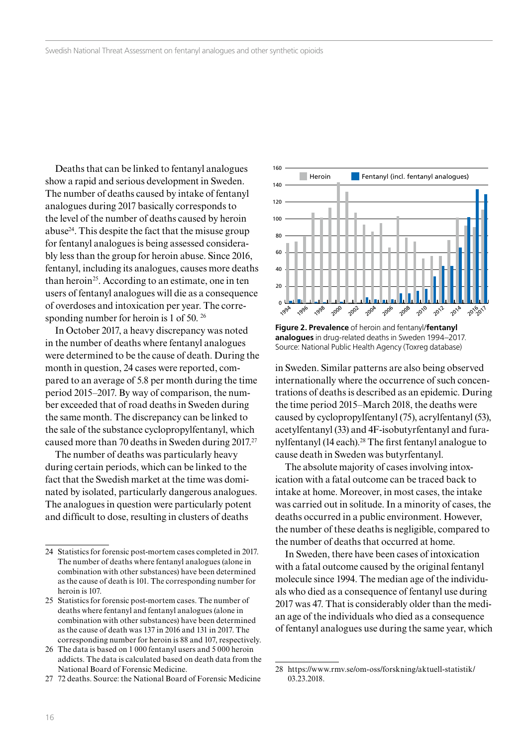Deaths that can be linked to fentanyl analogues show a rapid and serious development in Sweden. The number of deaths caused by intake of fentanyl analogues during 2017 basically corresponds to the level of the number of deaths caused by heroin abuse[24]. This despite the fact that the misuse group for fentanyl analogues is being assessed considerably less than the group for heroin abuse. Since 2016, fentanyl, including its analogues, causes more deaths than heroin[25]. According to an estimate, one in ten users of fentanyl analogues will die as a consequence of overdoses and intoxication per year. The corresponding number for heroin is 1 of 50. [26]

In October 2017, a heavy discrepancy was noted in the number of deaths where fentanyl analogues were determined to be the cause of death. During the month in question, 24 cases were reported, compared to an average of 5.8 per month during the time period 2015–2017. By way of comparison, the number exceeded that of road deaths in Sweden during the same month. The discrepancy can be linked to the sale of the substance cyclopropylfentanyl, which caused more than 70 deaths in Sweden during 2017.[27]

The number of deaths was particularly heavy during certain periods, which can be linked to the fact that the Swedish market at the time was dominated by isolated, particularly dangerous analogues. The analogues in question were particularly potent and difficult to dose, resulting in clusters of deaths in Sweden. Similar patterns are also being observed internationally where the occurrence of such concentrations of deaths is described as an epidemic. During the time period 2015–March 2018, the deaths were caused by cyclopropylfentanyl (75), acrylfentanyl (53), acetylfentanyl (33) and 4F-isobutyrfentanyl and furanylfentanyl (14 each).[28] The first fentanyl analogue to cause death in Sweden was butyrfentanyl.

**Figure 2. Prevalence** of heroin and fentanyl/**fentanyl analogues** in drug-related deaths in Sweden 1994–2017. Source: National Public Health Agency (Toxreg database)

The absolute majority of cases involving intoxication with a fatal outcome can be traced back to intake at home. Moreover, in most cases, the intake was carried out in solitude. In a minority of cases, the deaths occurred in a public environment. However, the number of these deaths is negligible, compared to the number of deaths that occurred at home.

In Sweden, there have been cases of intoxication with a fatal outcome caused by the original fentanyl molecule since 1994. The median age of the individuals who died as a consequence of fentanyl use during 2017 was 47. That is considerably older than the median age of the individuals who died as a consequence of fentanyl analogues use during the same year, which

---

24 Statistics for forensic post-mortem cases completed in 2017. The number of deaths where fentanyl analogues (alone in combination with other substances) have been determined as the cause of death is 101. The corresponding number for heroin is 107.

25 Statistics for forensic post-mortem cases. The number of deaths where fentanyl and fentanyl analogues (alone in combination with other substances) have been determined as the cause of death was 137 in 2016 and 131 in 2017. The corresponding number for heroin is 88 and 107, respectively.

26 The data is based on 1 000 fentanyl users and 5 000 heroin addicts. The data is calculated based on death data from the National Board of Forensic Medicine.

27 72 deaths. Source: the National Board of Forensic Medicine

28 https://www.rmv.se/om-oss/forskning/aktuell-statistik/ 03.23.2018.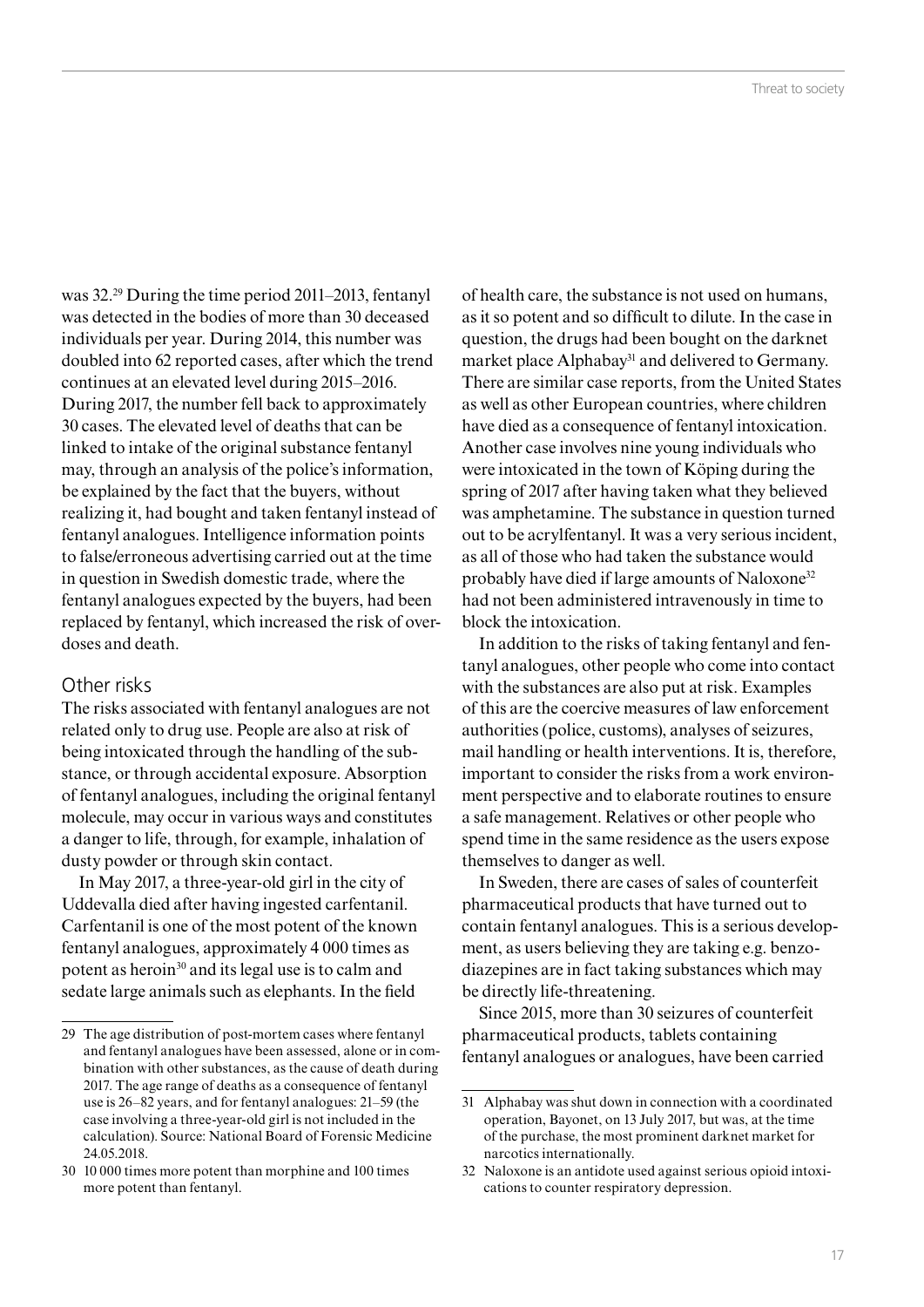was 32.[29] During the time period 2011–2013, fentanyl was detected in the bodies of more than 30 deceased individuals per year. During 2014, this number was doubled into 62 reported cases, after which the trend continues at an elevated level during 2015–2016. During 2017, the number fell back to approximately 30 cases. The elevated level of deaths that can be linked to intake of the original substance fentanyl may, through an analysis of the police's information, be explained by the fact that the buyers, without realizing it, had bought and taken fentanyl instead of fentanyl analogues. Intelligence information points to false/erroneous advertising carried out at the time in question in Swedish domestic trade, where the fentanyl analogues expected by the buyers, had been replaced by fentanyl, which increased the risk of overdoses and death.

## Other risks

The risks associated with fentanyl analogues are not related only to drug use. People are also at risk of being intoxicated through the handling of the substance, or through accidental exposure. Absorption of fentanyl analogues, including the original fentanyl molecule, may occur in various ways and constitutes a danger to life, through, for example, inhalation of dusty powder or through skin contact.

In May 2017, a three-year-old girl in the city of Uddevalla died after having ingested carfentanil. Carfentanil is one of the most potent of the known fentanyl analogues, approximately 4 000 times as potent as heroin[30] and its legal use is to calm and sedate large animals such as elephants. In the field of health care, the substance is not used on humans, as it so potent and so difficult to dilute. In the case in question, the drugs had been bought on the darknet market place Alphabay[31] and delivered to Germany. There are similar case reports, from the United States as well as other European countries, where children have died as a consequence of fentanyl intoxication. Another case involves nine young individuals who were intoxicated in the town of Köping during the spring of 2017 after having taken what they believed was amphetamine. The substance in question turned out to be acrylfentanyl. It was a very serious incident, as all of those who had taken the substance would probably have died if large amounts of Naloxone[32] had not been administered intravenously in time to block the intoxication.

In addition to the risks of taking fentanyl and fentanyl analogues, other people who come into contact with the substances are also put at risk. Examples of this are the coercive measures of law enforcement authorities (police, customs), analyses of seizures, mail handling or health interventions. It is, therefore, important to consider the risks from a work environment perspective and to elaborate routines to ensure a safe management. Relatives or other people who spend time in the same residence as the users expose themselves to danger as well.

In Sweden, there are cases of sales of counterfeit pharmaceutical products that have turned out to contain fentanyl analogues. This is a serious development, as users believing they are taking e.g. benzodiazepines are in fact taking substances which may be directly life-threatening.

Since 2015, more than 30 seizures of counterfeit pharmaceutical products, tablets containing fentanyl analogues or analogues, have been carried

---

29 The age distribution of post-mortem cases where fentanyl and fentanyl analogues have been assessed, alone or in combination with other substances, as the cause of death during 2017. The age range of deaths as a consequence of fentanyl use is 26–82 years, and for fentanyl analogues: 21–59 (the case involving a three-year-old girl is not included in the calculation). Source: National Board of Forensic Medicine 24.05.2018.

30 10 000 times more potent than morphine and 100 times more potent than fentanyl.

31 Alphabay was shut down in connection with a coordinated operation, Bayonet, on 13 July 2017, but was, at the time of the purchase, the most prominent darknet market for narcotics internationally.

32 Naloxone is an antidote used against serious opioid intoxications to counter respiratory depression.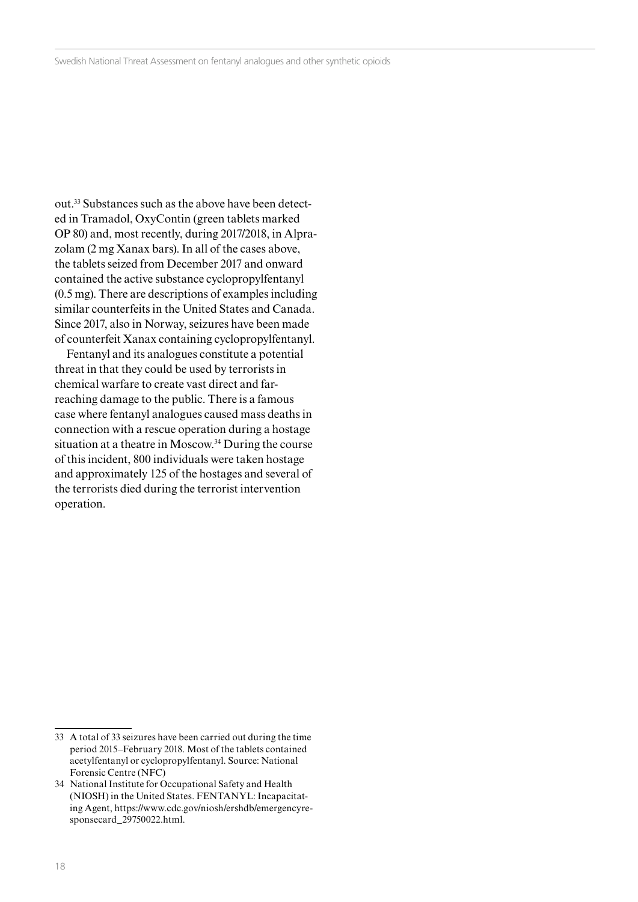out.[33] Substances such as the above have been detected in Tramadol, OxyContin (green tablets marked OP 80) and, most recently, during 2017/2018, in Alprazolam (2 mg Xanax bars). In all of the cases above, the tablets seized from December 2017 and onward contained the active substance cyclopropylfentanyl (0.5 mg). There are descriptions of examples including similar counterfeits in the United States and Canada. Since 2017, also in Norway, seizures have been made of counterfeit Xanax containing cyclopropylfentanyl.

Fentanyl and its analogues constitute a potential threat in that they could be used by terrorists in chemical warfare to create vast direct and far-reaching damage to the public. There is a famous case where fentanyl analogues caused mass deaths in connection with a rescue operation during a hostage situation at a theatre in Moscow.[34] During the course of this incident, 800 individuals were taken hostage and approximately 125 of the hostages and several of the terrorists died during the terrorist intervention operation.

---

33 A total of 33 seizures have been carried out during the time period 2015–February 2018. Most of the tablets contained acetylfentanyl or cyclopropylfentanyl. Source: National Forensic Centre (NFC)

34 National Institute for Occupational Safety and Health (NIOSH) in the United States. FENTANYL: Incapacitating Agent, https://www.cdc.gov/niosh/ershdb/emergencyresponsecard_29750022.html.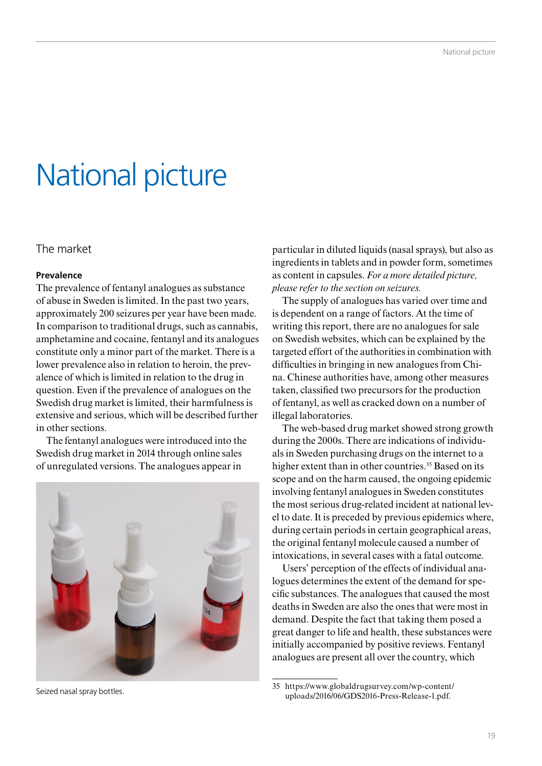# National picture

## The market

### Prevalence

The prevalence of fentanyl analogues as substance of abuse in Sweden is limited. In the past two years, approximately 200 seizures per year have been made. In comparison to traditional drugs, such as cannabis, amphetamine and cocaine, fentanyl and its analogues constitute only a minor part of the market. There is a lower prevalence also in relation to heroin, the prevalence of which is limited in relation to the drug in question. Even if the prevalence of analogues on the Swedish drug market is limited, their harmfulness is extensive and serious, which will be described further in other sections.

The fentanyl analogues were introduced into the Swedish drug market in 2014 through online sales of unregulated versions. The analogues appear in particular in diluted liquids (nasal sprays), but also as ingredients in tablets and in powder form, sometimes as content in capsules. *For a more detailed picture, please refer to the section on seizures.*

Seized nasal spray bottles.

The supply of analogues has varied over time and is dependent on a range of factors. At the time of writing this report, there are no analogues for sale on Swedish websites, which can be explained by the targeted effort of the authorities in combination with difficulties in bringing in new analogues from China. Chinese authorities have, among other measures taken, classified two precursors for the production of fentanyl, as well as cracked down on a number of illegal laboratories.

The web-based drug market showed strong growth during the 2000s. There are indications of individuals in Sweden purchasing drugs on the internet to a higher extent than in other countries.[35] Based on its scope and on the harm caused, the ongoing epidemic involving fentanyl analogues in Sweden constitutes the most serious drug-related incident at national level to date. It is preceded by previous epidemics where, during certain periods in certain geographical areas, the original fentanyl molecule caused a number of intoxications, in several cases with a fatal outcome.

Users' perception of the effects of individual analogues determines the extent of the demand for specific substances. The analogues that caused the most deaths in Sweden are also the ones that were most in demand. Despite the fact that taking them posed a great danger to life and health, these substances were initially accompanied by positive reviews. Fentanyl analogues are present all over the country, which

35 https://www.globaldrugsurvey.com/wp-content/uploads/2016/06/GDS2016-Press-Release-1.pdf.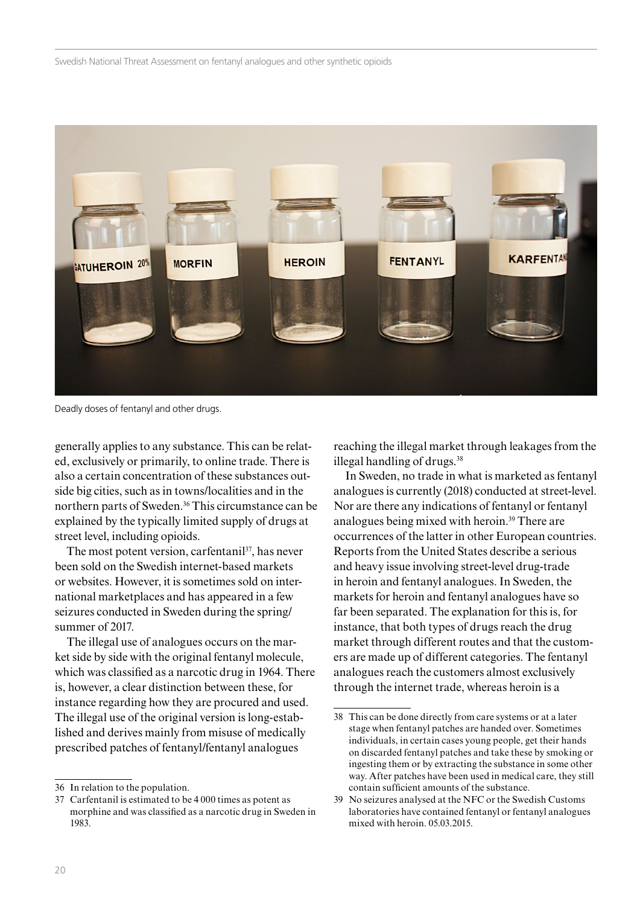Deadly doses of fentanyl and other drugs.

generally applies to any substance. This can be related, exclusively or primarily, to online trade. There is also a certain concentration of these substances outside big cities, such as in towns/localities and in the northern parts of Sweden.[36] This circumstance can be explained by the typically limited supply of drugs at street level, including opioids.

The most potent version, carfentanil[37], has never been sold on the Swedish internet-based markets or websites. However, it is sometimes sold on international marketplaces and has appeared in a few seizures conducted in Sweden during the spring/summer of 2017.

The illegal use of analogues occurs on the market side by side with the original fentanyl molecule, which was classified as a narcotic drug in 1964. There is, however, a clear distinction between these, for instance regarding how they are procured and used. The illegal use of the original version is long-established and derives mainly from misuse of medically prescribed patches of fentanyl/fentanyl analogues reaching the illegal market through leakages from the illegal handling of drugs.[38]

In Sweden, no trade in what is marketed as fentanyl analogues is currently (2018) conducted at street-level. Nor are there any indications of fentanyl or fentanyl analogues being mixed with heroin.[39] There are occurrences of the latter in other European countries. Reports from the United States describe a serious and heavy issue involving street-level drug-trade in heroin and fentanyl analogues. In Sweden, the markets for heroin and fentanyl analogues have so far been separated. The explanation for this is, for instance, that both types of drugs reach the drug market through different routes and that the customers are made up of different categories. The fentanyl analogues reach the customers almost exclusively through the internet trade, whereas heroin is a

36 In relation to the population.

37 Carfentanil is estimated to be 4 000 times as potent as morphine and was classified as a narcotic drug in Sweden in 1983.

38 This can be done directly from care systems or at a later stage when fentanyl patches are handed over. Sometimes individuals, in certain cases young people, get their hands on discarded fentanyl patches and take these by smoking or ingesting them or by extracting the substance in some other way. After patches have been used in medical care, they still contain sufficient amounts of the substance.

39 No seizures analysed at the NFC or the Swedish Customs laboratories have contained fentanyl or fentanyl analogues mixed with heroin. 05.03.2015.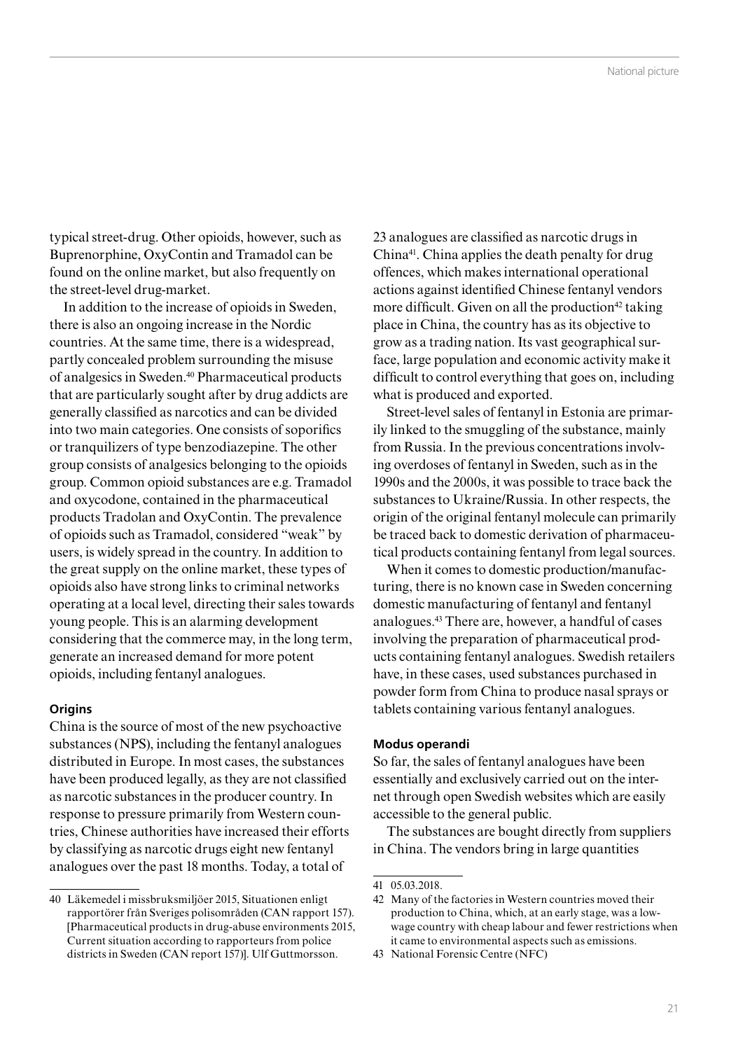typical street-drug. Other opioids, however, such as Buprenorphine, OxyContin and Tramadol can be found on the online market, but also frequently on the street-level drug-market.

In addition to the increase of opioids in Sweden, there is also an ongoing increase in the Nordic countries. At the same time, there is a widespread, partly concealed problem surrounding the misuse of analgesics in Sweden.[40] Pharmaceutical products that are particularly sought after by drug addicts are generally classified as narcotics and can be divided into two main categories. One consists of soporifics or tranquilizers of type benzodiazepine. The other group consists of analgesics belonging to the opioids group. Common opioid substances are e.g. Tramadol and oxycodone, contained in the pharmaceutical products Tradolan and OxyContin. The prevalence of opioids such as Tramadol, considered "weak" by users, is widely spread in the country. In addition to the great supply on the online market, these types of opioids also have strong links to criminal networks operating at a local level, directing their sales towards young people. This is an alarming development considering that the commerce may, in the long term, generate an increased demand for more potent opioids, including fentanyl analogues.

#### Origins

China is the source of most of the new psychoactive substances (NPS), including the fentanyl analogues distributed in Europe. In most cases, the substances have been produced legally, as they are not classified as narcotic substances in the producer country. In response to pressure primarily from Western countries, Chinese authorities have increased their efforts by classifying as narcotic drugs eight new fentanyl analogues over the past 18 months. Today, a total of 23 analogues are classified as narcotic drugs in China[41]. China applies the death penalty for drug offences, which makes international operational actions against identified Chinese fentanyl vendors more difficult. Given on all the production[42] taking place in China, the country has as its objective to grow as a trading nation. Its vast geographical surface, large population and economic activity make it difficult to control everything that goes on, including what is produced and exported.

Street-level sales of fentanyl in Estonia are primarily linked to the smuggling of the substance, mainly from Russia. In the previous concentrations involving overdoses of fentanyl in Sweden, such as in the 1990s and the 2000s, it was possible to trace back the substances to Ukraine/Russia. In other respects, the origin of the original fentanyl molecule can primarily be traced back to domestic derivation of pharmaceutical products containing fentanyl from legal sources.

When it comes to domestic production/manufacturing, there is no known case in Sweden concerning domestic manufacturing of fentanyl and fentanyl analogues.[43] There are, however, a handful of cases involving the preparation of pharmaceutical products containing fentanyl analogues. Swedish retailers have, in these cases, used substances purchased in powder form from China to produce nasal sprays or tablets containing various fentanyl analogues.

#### Modus operandi

So far, the sales of fentanyl analogues have been essentially and exclusively carried out on the internet through open Swedish websites which are easily accessible to the general public.

The substances are bought directly from suppliers in China. The vendors bring in large quantities

---

40 Läkemedel i missbruksmiljöer 2015, Situationen enligt rapportörer från Sveriges polisområden (CAN rapport 157). [Pharmaceutical products in drug-abuse environments 2015, Current situation according to rapporteurs from police districts in Sweden (CAN report 157)]. Ulf Guttmorsson.

41 05.03.2018.

42 Many of the factories in Western countries moved their production to China, which, at an early stage, was a low-wage country with cheap labour and fewer restrictions when it came to environmental aspects such as emissions.

43 National Forensic Centre (NFC)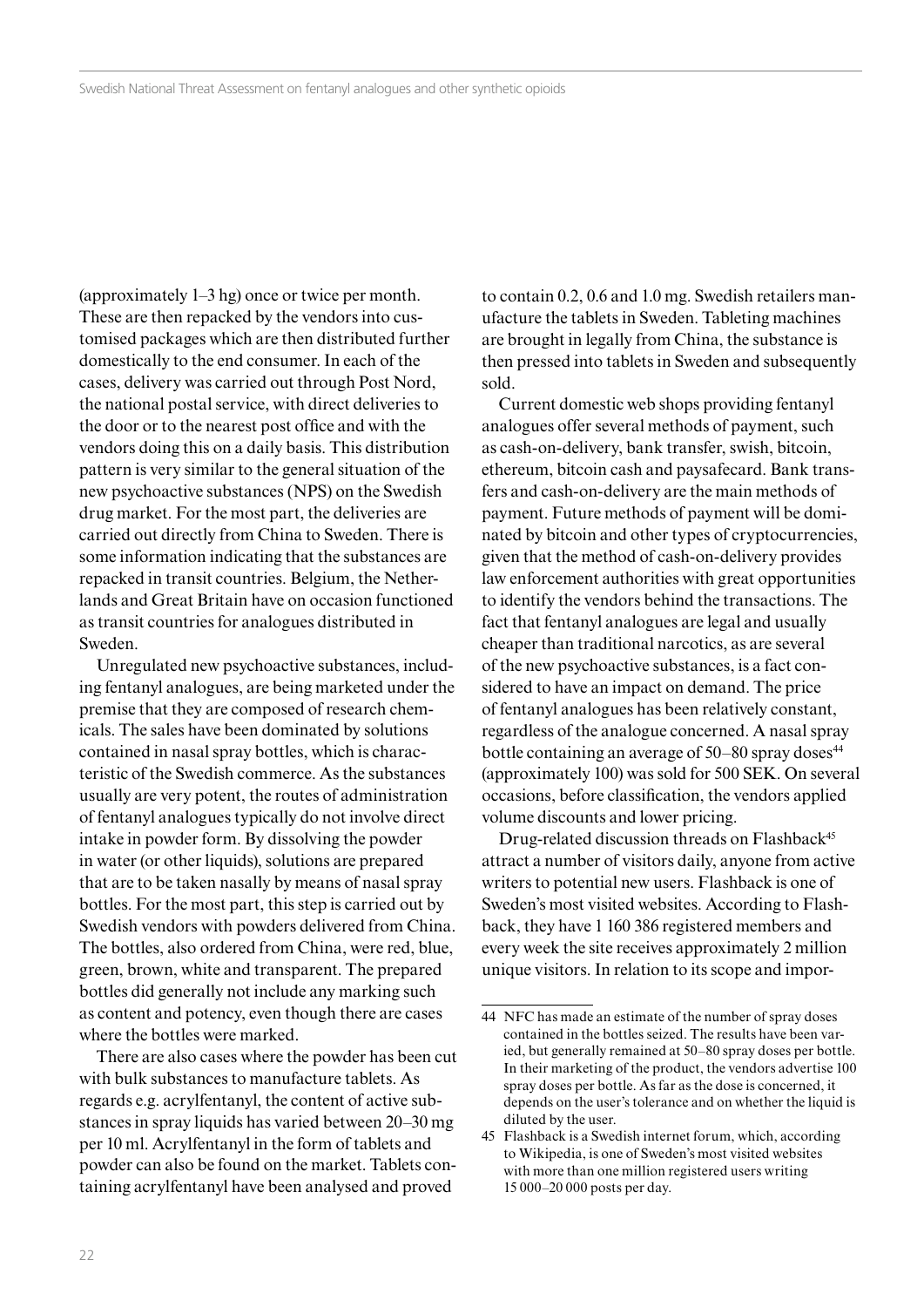(approximately 1–3 hg) once or twice per month. These are then repacked by the vendors into customised packages which are then distributed further domestically to the end consumer. In each of the cases, delivery was carried out through Post Nord, the national postal service, with direct deliveries to the door or to the nearest post office and with the vendors doing this on a daily basis. This distribution pattern is very similar to the general situation of the new psychoactive substances (NPS) on the Swedish drug market. For the most part, the deliveries are carried out directly from China to Sweden. There is some information indicating that the substances are repacked in transit countries. Belgium, the Netherlands and Great Britain have on occasion functioned as transit countries for analogues distributed in Sweden.

Unregulated new psychoactive substances, including fentanyl analogues, are being marketed under the premise that they are composed of research chemicals. The sales have been dominated by solutions contained in nasal spray bottles, which is characteristic of the Swedish commerce. As the substances usually are very potent, the routes of administration of fentanyl analogues typically do not involve direct intake in powder form. By dissolving the powder in water (or other liquids), solutions are prepared that are to be taken nasally by means of nasal spray bottles. For the most part, this step is carried out by Swedish vendors with powders delivered from China. The bottles, also ordered from China, were red, blue, green, brown, white and transparent. The prepared bottles did generally not include any marking such as content and potency, even though there are cases where the bottles were marked.

There are also cases where the powder has been cut with bulk substances to manufacture tablets. As regards e.g. acrylfentanyl, the content of active substances in spray liquids has varied between 20–30 mg per 10 ml. Acrylfentanyl in the form of tablets and powder can also be found on the market. Tablets containing acrylfentanyl have been analysed and proved to contain 0.2, 0.6 and 1.0 mg. Swedish retailers manufacture the tablets in Sweden. Tableting machines are brought in legally from China, the substance is then pressed into tablets in Sweden and subsequently sold.

Current domestic web shops providing fentanyl analogues offer several methods of payment, such as cash-on-delivery, bank transfer, swish, bitcoin, ethereum, bitcoin cash and paysafecard. Bank transfers and cash-on-delivery are the main methods of payment. Future methods of payment will be dominated by bitcoin and other types of cryptocurrencies, given that the method of cash-on-delivery provides law enforcement authorities with great opportunities to identify the vendors behind the transactions. The fact that fentanyl analogues are legal and usually cheaper than traditional narcotics, as are several of the new psychoactive substances, is a fact considered to have an impact on demand. The price of fentanyl analogues has been relatively constant, regardless of the analogue concerned. A nasal spray bottle containing an average of 50–80 spray doses[44] (approximately 100) was sold for 500 SEK. On several occasions, before classification, the vendors applied volume discounts and lower pricing.

Drug-related discussion threads on Flashback[45] attract a number of visitors daily, anyone from active writers to potential new users. Flashback is one of Sweden's most visited websites. According to Flashback, they have 1 160 386 registered members and every week the site receives approximately 2 million unique visitors. In relation to its scope and impor-

---

44 NFC has made an estimate of the number of spray doses contained in the bottles seized. The results have been varied, but generally remained at 50–80 spray doses per bottle. In their marketing of the product, the vendors advertise 100 spray doses per bottle. As far as the dose is concerned, it depends on the user's tolerance and on whether the liquid is diluted by the user.

45 Flashback is a Swedish internet forum, which, according to Wikipedia, is one of Sweden's most visited websites with more than one million registered users writing 15 000–20 000 posts per day.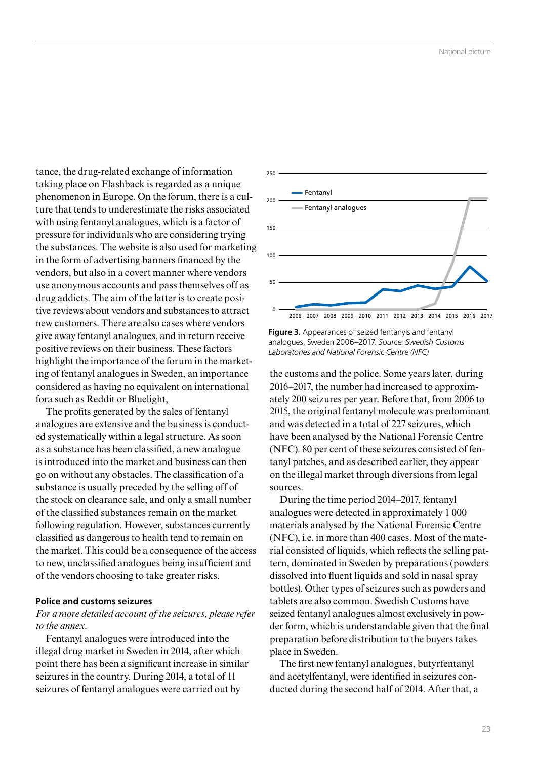tance, the drug-related exchange of information taking place on Flashback is regarded as a unique phenomenon in Europe. On the forum, there is a culture that tends to underestimate the risks associated with using fentanyl analogues, which is a factor of pressure for individuals who are considering trying the substances. The website is also used for marketing in the form of advertising banners financed by the vendors, but also in a covert manner where vendors use anonymous accounts and pass themselves off as drug addicts. The aim of the latter is to create positive reviews about vendors and substances to attract new customers. There are also cases where vendors give away fentanyl analogues, and in return receive positive reviews on their business. These factors highlight the importance of the forum in the marketing of fentanyl analogues in Sweden, an importance considered as having no equivalent on international fora such as Reddit or Bluelight,

The profits generated by the sales of fentanyl analogues are extensive and the business is conducted systematically within a legal structure. As soon as a substance has been classified, a new analogue is introduced into the market and business can then go on without any obstacles. The classification of a substance is usually preceded by the selling off of the stock on clearance sale, and only a small number of the classified substances remain on the market following regulation. However, substances currently classified as dangerous to health tend to remain on the market. This could be a consequence of the access to new, unclassified analogues being insufficient and of the vendors choosing to take greater risks.

### Police and customs seizures

*For a more detailed account of the seizures, please refer to the annex.*

Fentanyl analogues were introduced into the illegal drug market in Sweden in 2014, after which point there has been a significant increase in similar seizures in the country. During 2014, a total of 11 seizures of fentanyl analogues were carried out by the customs and the police. Some years later, during 2016–2017, the number had increased to approximately 200 seizures per year. Before that, from 2006 to 2015, the original fentanyl molecule was predominant and was detected in a total of 227 seizures, which have been analysed by the National Forensic Centre (NFC). 80 per cent of these seizures consisted of fentanyl patches, and as described earlier, they appear on the illegal market through diversions from legal sources.

**Figure 3.** Appearances of seized fentanyls and fentanyl analogues, Sweden 2006–2017. *Source: Swedish Customs Laboratories and National Forensic Centre (NFC)*

During the time period 2014–2017, fentanyl analogues were detected in approximately 1 000 materials analysed by the National Forensic Centre (NFC), i.e. in more than 400 cases. Most of the material consisted of liquids, which reflects the selling pattern, dominated in Sweden by preparations (powders dissolved into fluent liquids and sold in nasal spray bottles). Other types of seizures such as powders and tablets are also common. Swedish Customs have seized fentanyl analogues almost exclusively in powder form, which is understandable given that the final preparation before distribution to the buyers takes place in Sweden.

The first new fentanyl analogues, butyrfentanyl and acetylfentanyl, were identified in seizures conducted during the second half of 2014. After that, a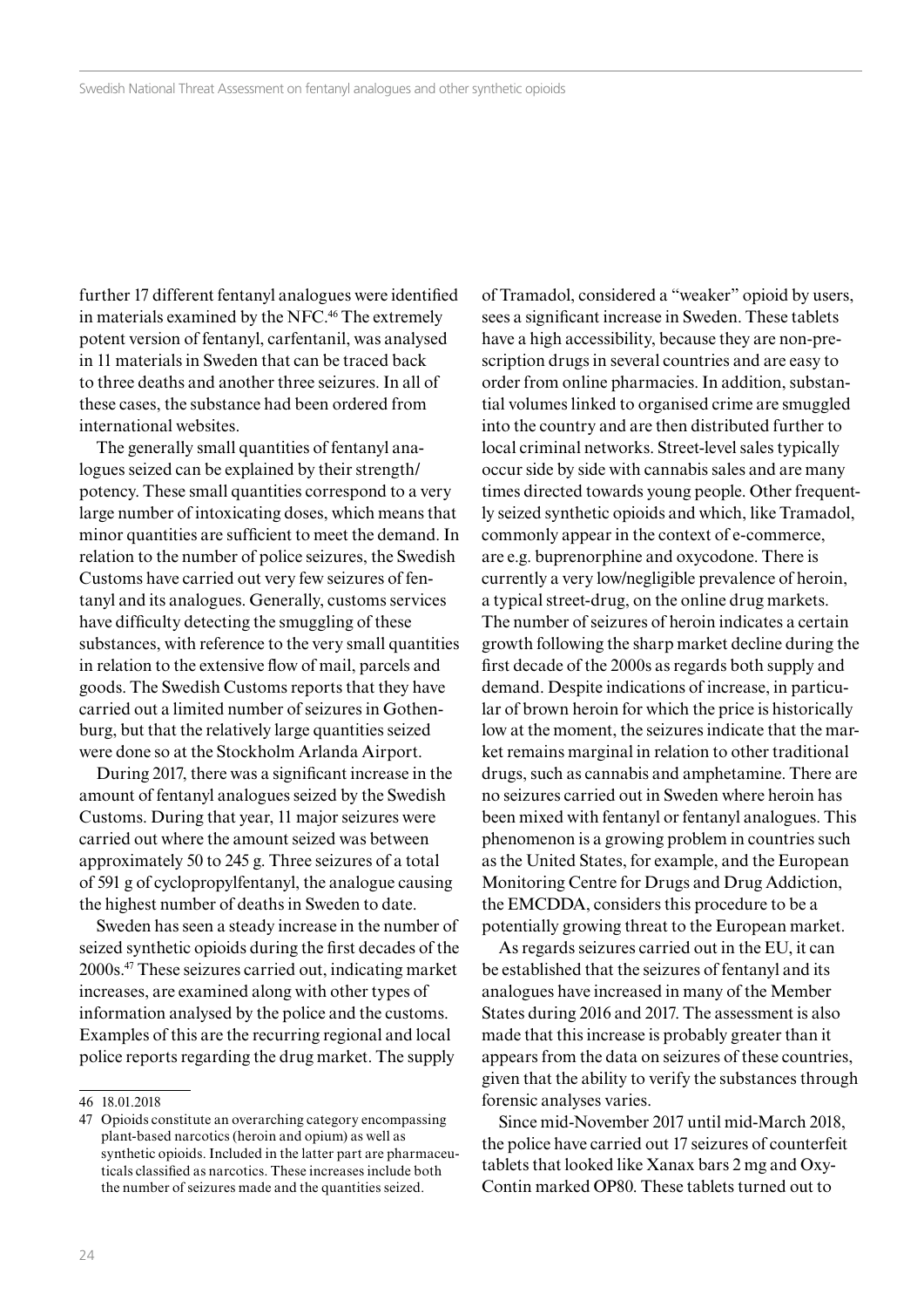further 17 different fentanyl analogues were identified in materials examined by the NFC.[46] The extremely potent version of fentanyl, carfentanil, was analysed in 11 materials in Sweden that can be traced back to three deaths and another three seizures. In all of these cases, the substance had been ordered from international websites.

The generally small quantities of fentanyl analogues seized can be explained by their strength/potency. These small quantities correspond to a very large number of intoxicating doses, which means that minor quantities are sufficient to meet the demand. In relation to the number of police seizures, the Swedish Customs have carried out very few seizures of fentanyl and its analogues. Generally, customs services have difficulty detecting the smuggling of these substances, with reference to the very small quantities in relation to the extensive flow of mail, parcels and goods. The Swedish Customs reports that they have carried out a limited number of seizures in Gothenburg, but that the relatively large quantities seized were done so at the Stockholm Arlanda Airport.

During 2017, there was a significant increase in the amount of fentanyl analogues seized by the Swedish Customs. During that year, 11 major seizures were carried out where the amount seized was between approximately 50 to 245 g. Three seizures of a total of 591 g of cyclopropylfentanyl, the analogue causing the highest number of deaths in Sweden to date.

Sweden has seen a steady increase in the number of seized synthetic opioids during the first decades of the 2000s.[47] These seizures carried out, indicating market increases, are examined along with other types of information analysed by the police and the customs. Examples of this are the recurring regional and local police reports regarding the drug market. The supply of Tramadol, considered a "weaker" opioid by users, sees a significant increase in Sweden. These tablets have a high accessibility, because they are non-prescription drugs in several countries and are easy to order from online pharmacies. In addition, substantial volumes linked to organised crime are smuggled into the country and are then distributed further to local criminal networks. Street-level sales typically occur side by side with cannabis sales and are many times directed towards young people. Other frequently seized synthetic opioids and which, like Tramadol, commonly appear in the context of e-commerce, are e.g. buprenorphine and oxycodone. There is currently a very low/negligible prevalence of heroin, a typical street-drug, on the online drug markets. The number of seizures of heroin indicates a certain growth following the sharp market decline during the first decade of the 2000s as regards both supply and demand. Despite indications of increase, in particular of brown heroin for which the price is historically low at the moment, the seizures indicate that the market remains marginal in relation to other traditional drugs, such as cannabis and amphetamine. There are no seizures carried out in Sweden where heroin has been mixed with fentanyl or fentanyl analogues. This phenomenon is a growing problem in countries such as the United States, for example, and the European Monitoring Centre for Drugs and Drug Addiction, the EMCDDA, considers this procedure to be a potentially growing threat to the European market.

As regards seizures carried out in the EU, it can be established that the seizures of fentanyl and its analogues have increased in many of the Member States during 2016 and 2017. The assessment is also made that this increase is probably greater than it appears from the data on seizures of these countries, given that the ability to verify the substances through forensic analyses varies.

Since mid-November 2017 until mid-March 2018, the police have carried out 17 seizures of counterfeit tablets that looked like Xanax bars 2 mg and OxyContin marked OP80. These tablets turned out to

---

46 18.01.2018

47 Opioids constitute an overarching category encompassing plant-based narcotics (heroin and opium) as well as synthetic opioids. Included in the latter part are pharmaceuticals classified as narcotics. These increases include both the number of seizures made and the quantities seized.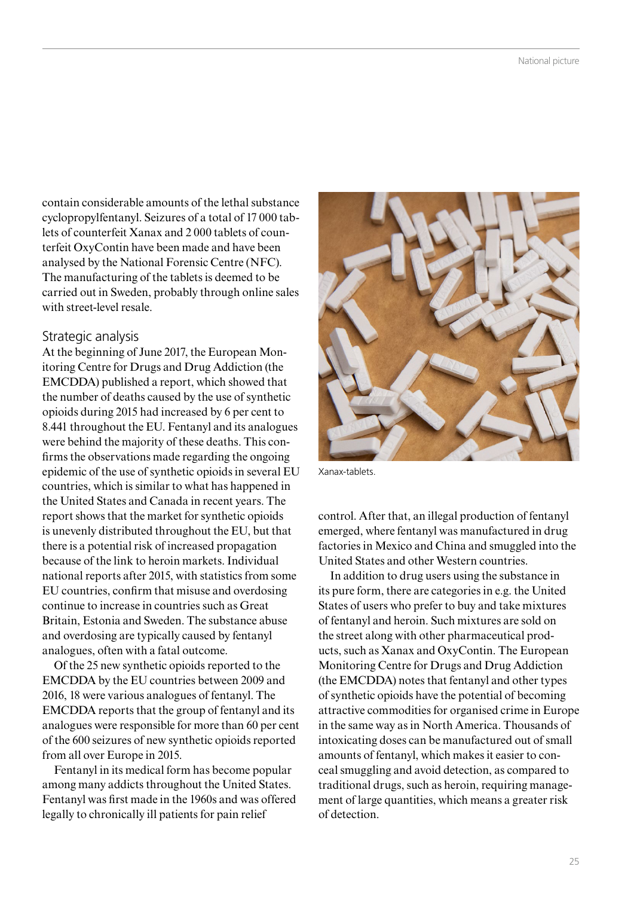contain considerable amounts of the lethal substance cyclopropylfentanyl. Seizures of a total of 17 000 tablets of counterfeit Xanax and 2 000 tablets of counterfeit OxyContin have been made and have been analysed by the National Forensic Centre (NFC). The manufacturing of the tablets is deemed to be carried out in Sweden, probably through online sales with street-level resale.

## Strategic analysis

At the beginning of June 2017, the European Monitoring Centre for Drugs and Drug Addiction (the EMCDDA) published a report, which showed that the number of deaths caused by the use of synthetic opioids during 2015 had increased by 6 per cent to 8.441 throughout the EU. Fentanyl and its analogues were behind the majority of these deaths. This confirms the observations made regarding the ongoing epidemic of the use of synthetic opioids in several EU countries, which is similar to what has happened in the United States and Canada in recent years. The report shows that the market for synthetic opioids is unevenly distributed throughout the EU, but that there is a potential risk of increased propagation because of the link to heroin markets. Individual national reports after 2015, with statistics from some EU countries, confirm that misuse and overdosing continue to increase in countries such as Great Britain, Estonia and Sweden. The substance abuse and overdosing are typically caused by fentanyl analogues, often with a fatal outcome.

Of the 25 new synthetic opioids reported to the EMCDDA by the EU countries between 2009 and 2016, 18 were various analogues of fentanyl. The EMCDDA reports that the group of fentanyl and its analogues were responsible for more than 60 per cent of the 600 seizures of new synthetic opioids reported from all over Europe in 2015.

Fentanyl in its medical form has become popular among many addicts throughout the United States. Fentanyl was first made in the 1960s and was offered legally to chronically ill patients for pain relief control. After that, an illegal production of fentanyl emerged, where fentanyl was manufactured in drug factories in Mexico and China and smuggled into the United States and other Western countries.

Xanax-tablets.

In addition to drug users using the substance in its pure form, there are categories in e.g. the United States of users who prefer to buy and take mixtures of fentanyl and heroin. Such mixtures are sold on the street along with other pharmaceutical products, such as Xanax and OxyContin. The European Monitoring Centre for Drugs and Drug Addiction (the EMCDDA) notes that fentanyl and other types of synthetic opioids have the potential of becoming attractive commodities for organised crime in Europe in the same way as in North America. Thousands of intoxicating doses can be manufactured out of small amounts of fentanyl, which makes it easier to conceal smuggling and avoid detection, as compared to traditional drugs, such as heroin, requiring management of large quantities, which means a greater risk of detection.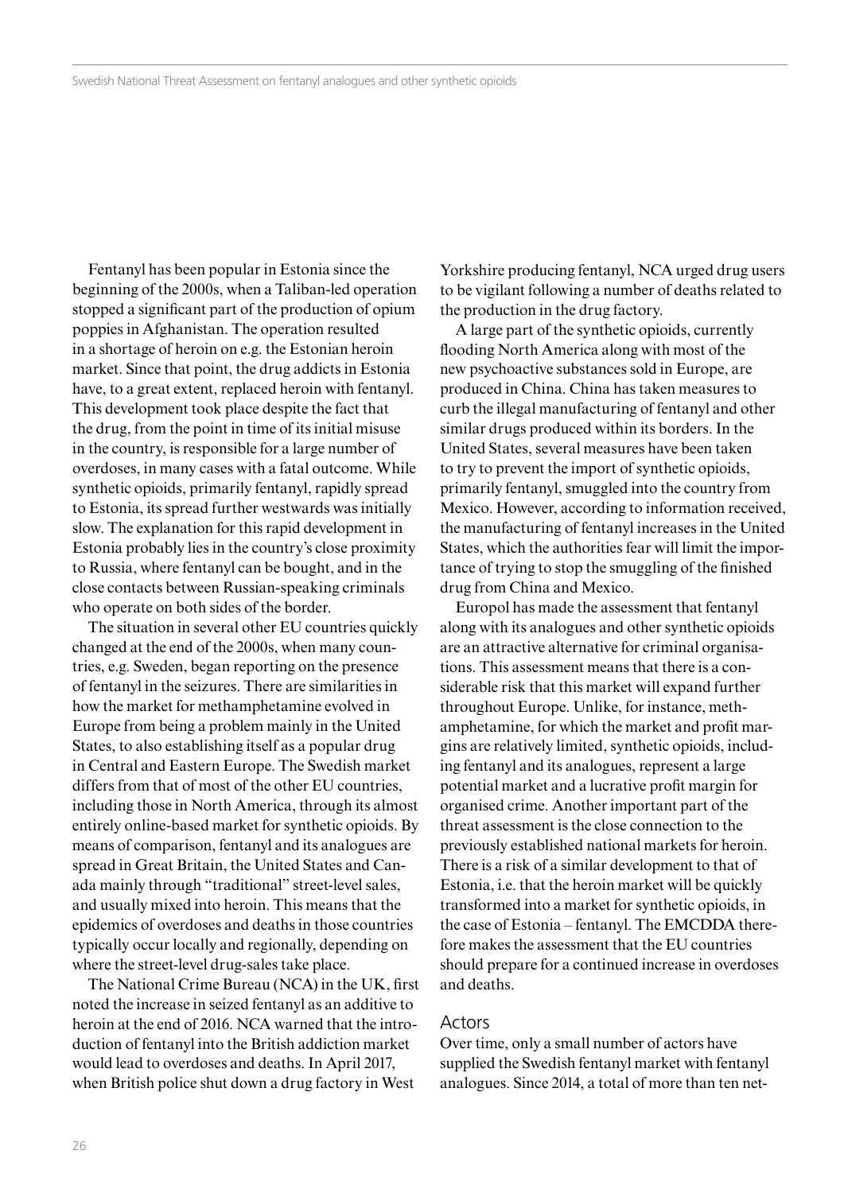Fentanyl has been popular in Estonia since the beginning of the 2000s, when a Taliban-led operation stopped a significant part of the production of opium poppies in Afghanistan. The operation resulted in a shortage of heroin on e.g. the Estonian heroin market. Since that point, the drug addicts in Estonia have, to a great extent, replaced heroin with fentanyl. This development took place despite the fact that the drug, from the point in time of its initial misuse in the country, is responsible for a large number of overdoses, in many cases with a fatal outcome. While synthetic opioids, primarily fentanyl, rapidly spread to Estonia, its spread further westwards was initially slow. The explanation for this rapid development in Estonia probably lies in the country's close proximity to Russia, where fentanyl can be bought, and in the close contacts between Russian-speaking criminals who operate on both sides of the border.

The situation in several other EU countries quickly changed at the end of the 2000s, when many countries, e.g. Sweden, began reporting on the presence of fentanyl in the seizures. There are similarities in how the market for methamphetamine evolved in Europe from being a problem mainly in the United States, to also establishing itself as a popular drug in Central and Eastern Europe. The Swedish market differs from that of most of the other EU countries, including those in North America, through its almost entirely online-based market for synthetic opioids. By means of comparison, fentanyl and its analogues are spread in Great Britain, the United States and Canada mainly through "traditional" street-level sales, and usually mixed into heroin. This means that the epidemics of overdoses and deaths in those countries typically occur locally and regionally, depending on where the street-level drug-sales take place.

The National Crime Bureau (NCA) in the UK, first noted the increase in seized fentanyl as an additive to heroin at the end of 2016. NCA warned that the introduction of fentanyl into the British addiction market would lead to overdoses and deaths. In April 2017, when British police shut down a drug factory in West Yorkshire producing fentanyl, NCA urged drug users to be vigilant following a number of deaths related to the production in the drug factory.

A large part of the synthetic opioids, currently flooding North America along with most of the new psychoactive substances sold in Europe, are produced in China. China has taken measures to curb the illegal manufacturing of fentanyl and other similar drugs produced within its borders. In the United States, several measures have been taken to try to prevent the import of synthetic opioids, primarily fentanyl, smuggled into the country from Mexico. However, according to information received, the manufacturing of fentanyl increases in the United States, which the authorities fear will limit the importance of trying to stop the smuggling of the finished drug from China and Mexico.

Europol has made the assessment that fentanyl along with its analogues and other synthetic opioids are an attractive alternative for criminal organisations. This assessment means that there is a considerable risk that this market will expand further throughout Europe. Unlike, for instance, methamphetamine, for which the market and profit margins are relatively limited, synthetic opioids, including fentanyl and its analogues, represent a large potential market and a lucrative profit margin for organised crime. Another important part of the threat assessment is the close connection to the previously established national markets for heroin. There is a risk of a similar development to that of Estonia, i.e. that the heroin market will be quickly transformed into a market for synthetic opioids, in the case of Estonia – fentanyl. The EMCDDA therefore makes the assessment that the EU countries should prepare for a continued increase in overdoses and deaths.

## Actors

Over time, only a small number of actors have supplied the Swedish fentanyl market with fentanyl analogues. Since 2014, a total of more than ten net-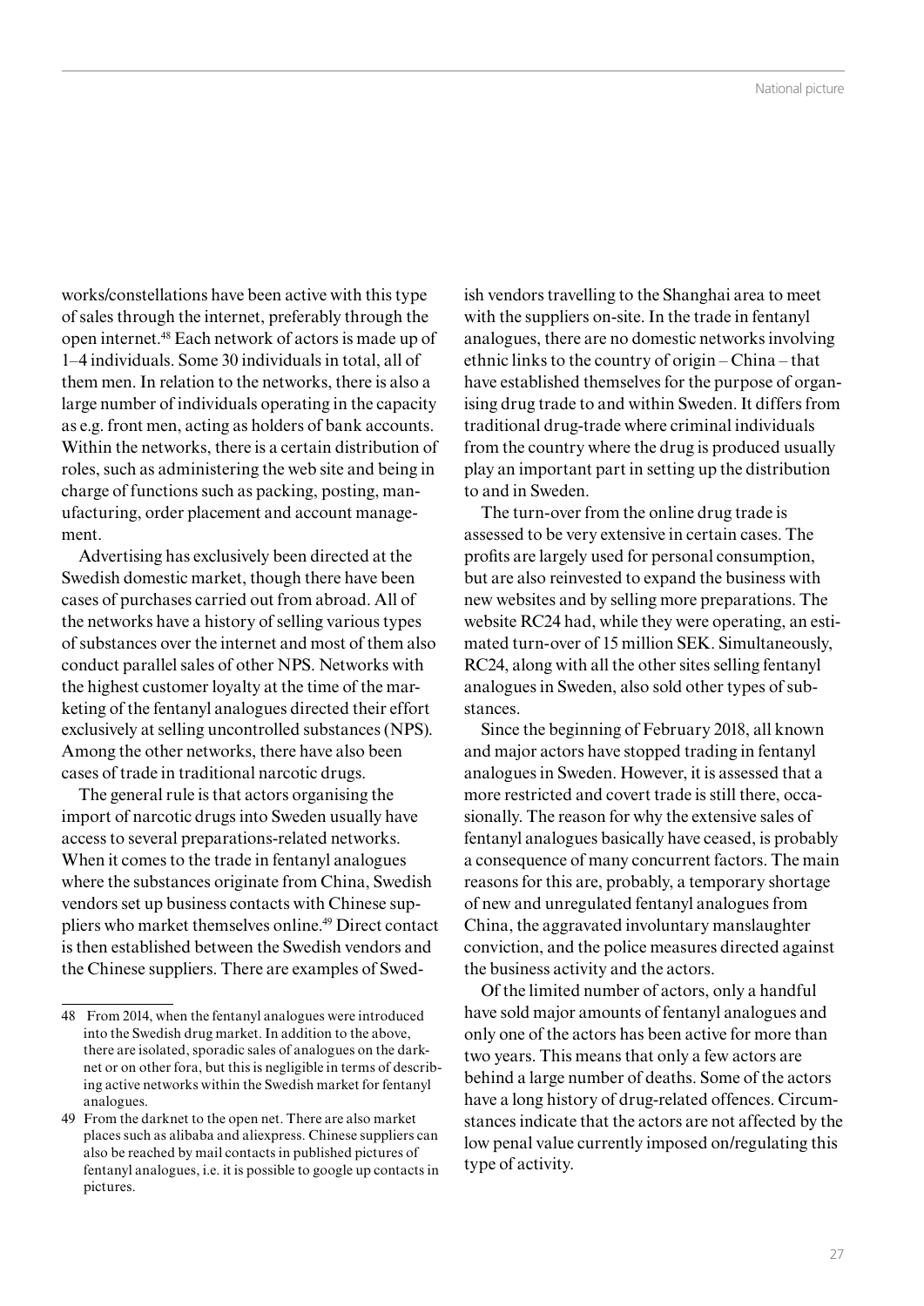works/constellations have been active with this type of sales through the internet, preferably through the open internet.[48] Each network of actors is made up of 1–4 individuals. Some 30 individuals in total, all of them men. In relation to the networks, there is also a large number of individuals operating in the capacity as e.g. front men, acting as holders of bank accounts. Within the networks, there is a certain distribution of roles, such as administering the web site and being in charge of functions such as packing, posting, manufacturing, order placement and account management.

Advertising has exclusively been directed at the Swedish domestic market, though there have been cases of purchases carried out from abroad. All of the networks have a history of selling various types of substances over the internet and most of them also conduct parallel sales of other NPS. Networks with the highest customer loyalty at the time of the marketing of the fentanyl analogues directed their effort exclusively at selling uncontrolled substances (NPS). Among the other networks, there have also been cases of trade in traditional narcotic drugs.

The general rule is that actors organising the import of narcotic drugs into Sweden usually have access to several preparations-related networks. When it comes to the trade in fentanyl analogues where the substances originate from China, Swedish vendors set up business contacts with Chinese suppliers who market themselves online.[49] Direct contact is then established between the Swedish vendors and the Chinese suppliers. There are examples of Swedish vendors travelling to the Shanghai area to meet with the suppliers on-site. In the trade in fentanyl analogues, there are no domestic networks involving ethnic links to the country of origin – China – that have established themselves for the purpose of organising drug trade to and within Sweden. It differs from traditional drug-trade where criminal individuals from the country where the drug is produced usually play an important part in setting up the distribution to and in Sweden.

The turn-over from the online drug trade is assessed to be very extensive in certain cases. The profits are largely used for personal consumption, but are also reinvested to expand the business with new websites and by selling more preparations. The website RC24 had, while they were operating, an estimated turn-over of 15 million SEK. Simultaneously, RC24, along with all the other sites selling fentanyl analogues in Sweden, also sold other types of substances.

Since the beginning of February 2018, all known and major actors have stopped trading in fentanyl analogues in Sweden. However, it is assessed that a more restricted and covert trade is still there, occasionally. The reason for why the extensive sales of fentanyl analogues basically have ceased, is probably a consequence of many concurrent factors. The main reasons for this are, probably, a temporary shortage of new and unregulated fentanyl analogues from China, the aggravated involuntary manslaughter conviction, and the police measures directed against the business activity and the actors.

Of the limited number of actors, only a handful have sold major amounts of fentanyl analogues and only one of the actors has been active for more than two years. This means that only a few actors are behind a large number of deaths. Some of the actors have a long history of drug-related offences. Circumstances indicate that the actors are not affected by the low penal value currently imposed on/regulating this type of activity.

---

48 From 2014, when the fentanyl analogues were introduced into the Swedish drug market. In addition to the above, there are isolated, sporadic sales of analogues on the darknet or on other fora, but this is negligible in terms of describing active networks within the Swedish market for fentanyl analogues.

49 From the darknet to the open net. There are also market places such as alibaba and aliexpress. Chinese suppliers can also be reached by mail contacts in published pictures of fentanyl analogues, i.e. it is possible to google up contacts in pictures.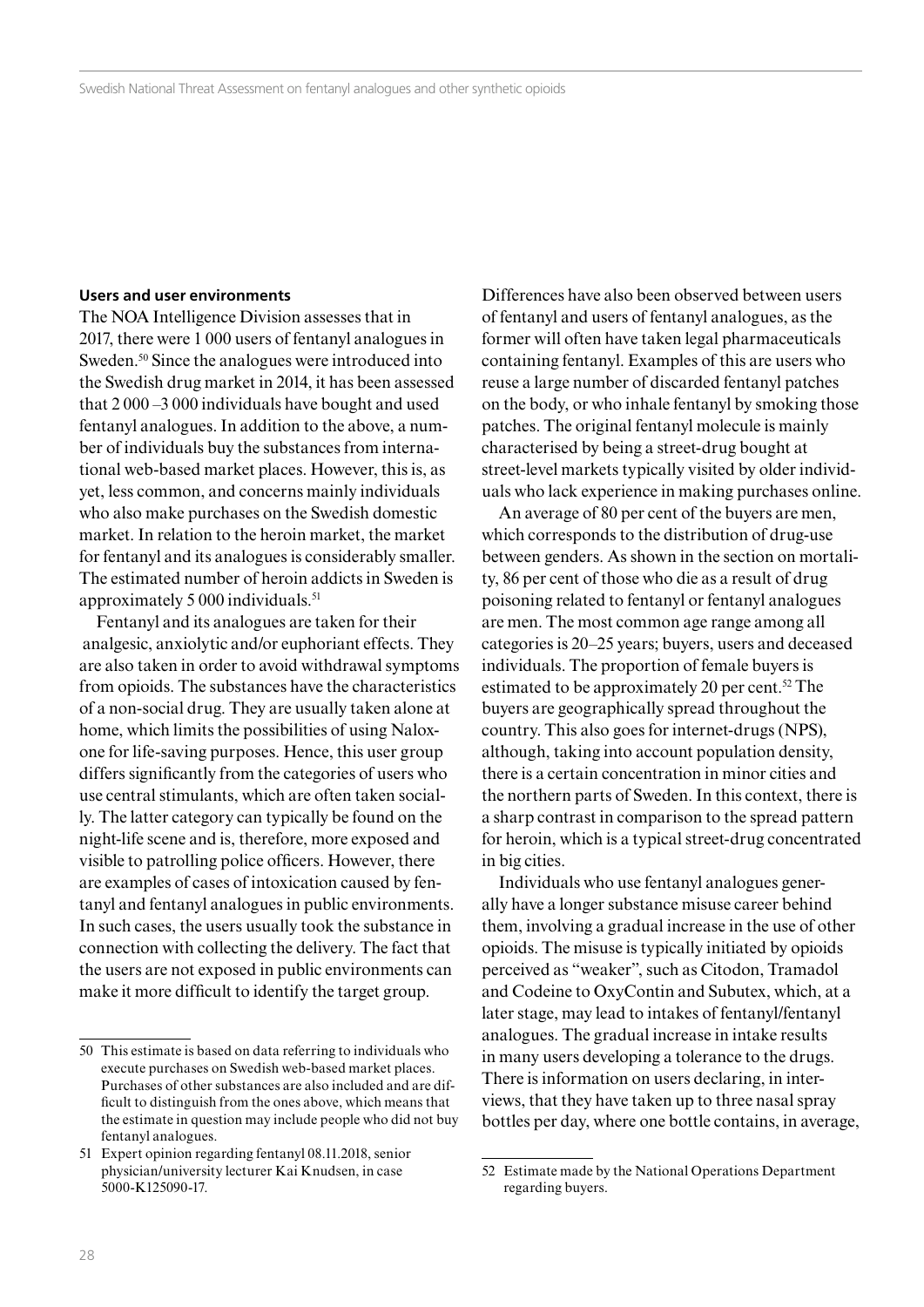#### Users and user environments

The NOA Intelligence Division assesses that in 2017, there were 1 000 users of fentanyl analogues in Sweden.[50] Since the analogues were introduced into the Swedish drug market in 2014, it has been assessed that 2 000 –3 000 individuals have bought and used fentanyl analogues. In addition to the above, a number of individuals buy the substances from international web-based market places. However, this is, as yet, less common, and concerns mainly individuals who also make purchases on the Swedish domestic market. In relation to the heroin market, the market for fentanyl and its analogues is considerably smaller. The estimated number of heroin addicts in Sweden is approximately 5 000 individuals.[51]

Fentanyl and its analogues are taken for their analgesic, anxiolytic and/or euphoriant effects. They are also taken in order to avoid withdrawal symptoms from opioids. The substances have the characteristics of a non-social drug. They are usually taken alone at home, which limits the possibilities of using Naloxone for life-saving purposes. Hence, this user group differs significantly from the categories of users who use central stimulants, which are often taken socially. The latter category can typically be found on the night-life scene and is, therefore, more exposed and visible to patrolling police officers. However, there are examples of cases of intoxication caused by fentanyl and fentanyl analogues in public environments. In such cases, the users usually took the substance in connection with collecting the delivery. The fact that the users are not exposed in public environments can make it more difficult to identify the target group.

Differences have also been observed between users of fentanyl and users of fentanyl analogues, as the former will often have taken legal pharmaceuticals containing fentanyl. Examples of this are users who reuse a large number of discarded fentanyl patches on the body, or who inhale fentanyl by smoking those patches. The original fentanyl molecule is mainly characterised by being a street-drug bought at street-level markets typically visited by older individuals who lack experience in making purchases online.

An average of 80 per cent of the buyers are men, which corresponds to the distribution of drug-use between genders. As shown in the section on mortality, 86 per cent of those who die as a result of drug poisoning related to fentanyl or fentanyl analogues are men. The most common age range among all categories is 20–25 years; buyers, users and deceased individuals. The proportion of female buyers is estimated to be approximately 20 per cent.[52] The buyers are geographically spread throughout the country. This also goes for internet-drugs (NPS), although, taking into account population density, there is a certain concentration in minor cities and the northern parts of Sweden. In this context, there is a sharp contrast in comparison to the spread pattern for heroin, which is a typical street-drug concentrated in big cities.

Individuals who use fentanyl analogues generally have a longer substance misuse career behind them, involving a gradual increase in the use of other opioids. The misuse is typically initiated by opioids perceived as "weaker", such as Citodon, Tramadol and Codeine to OxyContin and Subutex, which, at a later stage, may lead to intakes of fentanyl/fentanyl analogues. The gradual increase in intake results in many users developing a tolerance to the drugs. There is information on users declaring, in interviews, that they have taken up to three nasal spray bottles per day, where one bottle contains, in average,

---

50 This estimate is based on data referring to individuals who execute purchases on Swedish web-based market places. Purchases of other substances are also included and are difficult to distinguish from the ones above, which means that the estimate in question may include people who did not buy fentanyl analogues.

51 Expert opinion regarding fentanyl 08.11.2018, senior physician/university lecturer Kai Knudsen, in case 5000-K125090-17.

52 Estimate made by the National Operations Department regarding buyers.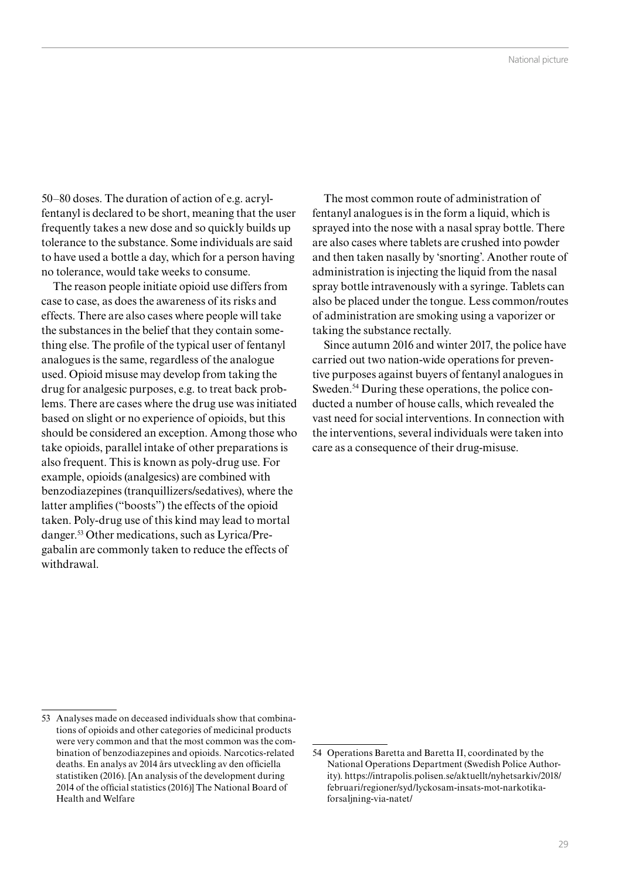50–80 doses. The duration of action of e.g. acrylfentanyl is declared to be short, meaning that the user frequently takes a new dose and so quickly builds up tolerance to the substance. Some individuals are said to have used a bottle a day, which for a person having no tolerance, would take weeks to consume.

The reason people initiate opioid use differs from case to case, as does the awareness of its risks and effects. There are also cases where people will take the substances in the belief that they contain something else. The profile of the typical user of fentanyl analogues is the same, regardless of the analogue used. Opioid misuse may develop from taking the drug for analgesic purposes, e.g. to treat back problems. There are cases where the drug use was initiated based on slight or no experience of opioids, but this should be considered an exception. Among those who take opioids, parallel intake of other preparations is also frequent. This is known as poly-drug use. For example, opioids (analgesics) are combined with benzodiazepines (tranquillizers/sedatives), where the latter amplifies ("boosts") the effects of the opioid taken. Poly-drug use of this kind may lead to mortal danger.[53] Other medications, such as Lyrica/Pregabalin are commonly taken to reduce the effects of withdrawal.

The most common route of administration of fentanyl analogues is in the form a liquid, which is sprayed into the nose with a nasal spray bottle. There are also cases where tablets are crushed into powder and then taken nasally by 'snorting'. Another route of administration is injecting the liquid from the nasal spray bottle intravenously with a syringe. Tablets can also be placed under the tongue. Less common/routes of administration are smoking using a vaporizer or taking the substance rectally.

Since autumn 2016 and winter 2017, the police have carried out two nation-wide operations for preventive purposes against buyers of fentanyl analogues in Sweden.[54] During these operations, the police conducted a number of house calls, which revealed the vast need for social interventions. In connection with the interventions, several individuals were taken into care as a consequence of their drug-misuse.

---

53 Analyses made on deceased individuals show that combinations of opioids and other categories of medicinal products were very common and that the most common was the combination of benzodiazepines and opioids. Narcotics-related deaths. En analys av 2014 års utveckling av den officiella statistiken (2016). [An analysis of the development during 2014 of the official statistics (2016)] The National Board of Health and Welfare

54 Operations Baretta and Baretta II, coordinated by the National Operations Department (Swedish Police Authority). https://intrapolis.polisen.se/aktuellt/nyhetsarkiv/2018/februari/regioner/syd/lyckosam-insats-mot-narkotika-forsaljning-via-natet/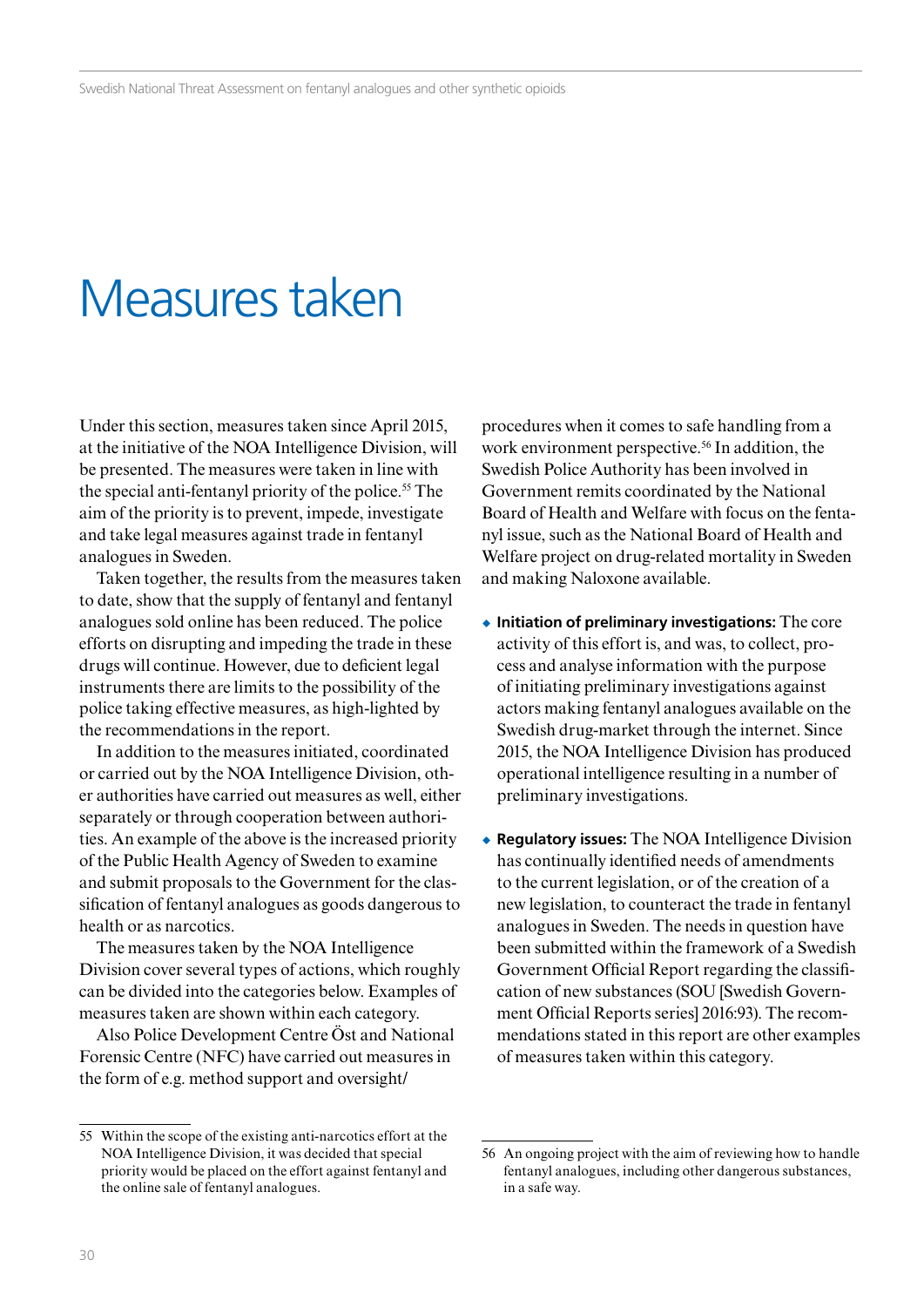# Measures taken

Under this section, measures taken since April 2015, at the initiative of the NOA Intelligence Division, will be presented. The measures were taken in line with the special anti-fentanyl priority of the police.[55] The aim of the priority is to prevent, impede, investigate and take legal measures against trade in fentanyl analogues in Sweden.

Taken together, the results from the measures taken to date, show that the supply of fentanyl and fentanyl analogues sold online has been reduced. The police efforts on disrupting and impeding the trade in these drugs will continue. However, due to deficient legal instruments there are limits to the possibility of the police taking effective measures, as high-lighted by the recommendations in the report.

In addition to the measures initiated, coordinated or carried out by the NOA Intelligence Division, other authorities have carried out measures as well, either separately or through cooperation between authorities. An example of the above is the increased priority of the Public Health Agency of Sweden to examine and submit proposals to the Government for the classification of fentanyl analogues as goods dangerous to health or as narcotics.

The measures taken by the NOA Intelligence Division cover several types of actions, which roughly can be divided into the categories below. Examples of measures taken are shown within each category.

Also Police Development Centre Öst and National Forensic Centre (NFC) have carried out measures in the form of e.g. method support and oversight/procedures when it comes to safe handling from a work environment perspective.[56] In addition, the Swedish Police Authority has been involved in Government remits coordinated by the National Board of Health and Welfare with focus on the fentanyl issue, such as the National Board of Health and Welfare project on drug-related mortality in Sweden and making Naloxone available.

- **Initiation of preliminary investigations:** The core activity of this effort is, and was, to collect, process and analyse information with the purpose of initiating preliminary investigations against actors making fentanyl analogues available on the Swedish drug-market through the internet. Since 2015, the NOA Intelligence Division has produced operational intelligence resulting in a number of preliminary investigations.

- **Regulatory issues:** The NOA Intelligence Division has continually identified needs of amendments to the current legislation, or of the creation of a new legislation, to counteract the trade in fentanyl analogues in Sweden. The needs in question have been submitted within the framework of a Swedish Government Official Report regarding the classification of new substances (SOU [Swedish Government Official Reports series] 2016:93). The recommendations stated in this report are other examples of measures taken within this category.

---

55 Within the scope of the existing anti-narcotics effort at the NOA Intelligence Division, it was decided that special priority would be placed on the effort against fentanyl and the online sale of fentanyl analogues.

56 An ongoing project with the aim of reviewing how to handle fentanyl analogues, including other dangerous substances, in a safe way.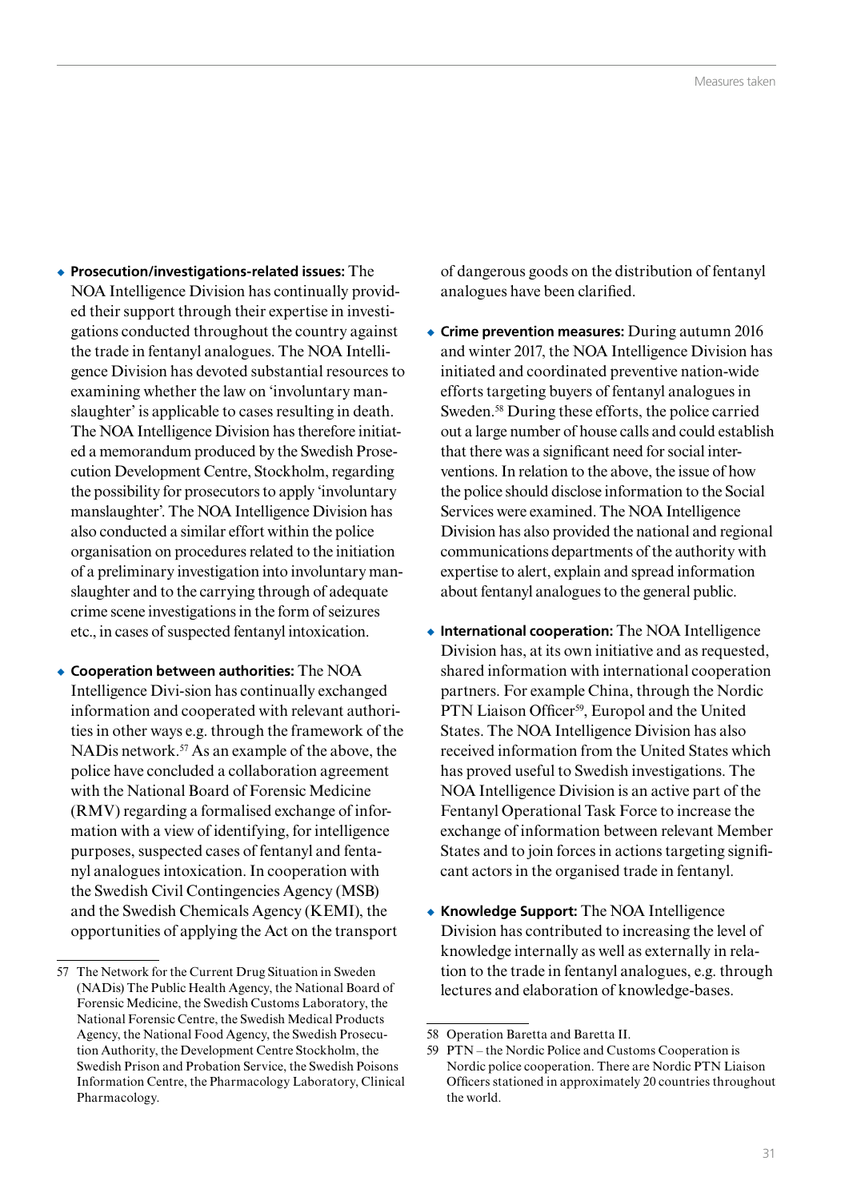- **Prosecution/investigations-related issues:** The NOA Intelligence Division has continually provided their support through their expertise in investigations conducted throughout the country against the trade in fentanyl analogues. The NOA Intelligence Division has devoted substantial resources to examining whether the law on 'involuntary manslaughter' is applicable to cases resulting in death. The NOA Intelligence Division has therefore initiated a memorandum produced by the Swedish Prosecution Development Centre, Stockholm, regarding the possibility for prosecutors to apply 'involuntary manslaughter'. The NOA Intelligence Division has also conducted a similar effort within the police organisation on procedures related to the initiation of a preliminary investigation into involuntary manslaughter and to the carrying through of adequate crime scene investigations in the form of seizures etc., in cases of suspected fentanyl intoxication.

- **Cooperation between authorities:** The NOA Intelligence Divi-sion has continually exchanged information and cooperated with relevant authorities in other ways e.g. through the framework of the NADis network.[57] As an example of the above, the police have concluded a collaboration agreement with the National Board of Forensic Medicine (RMV) regarding a formalised exchange of information with a view of identifying, for intelligence purposes, suspected cases of fentanyl and fentanyl analogues intoxication. In cooperation with the Swedish Civil Contingencies Agency (MSB) and the Swedish Chemicals Agency (KEMI), the opportunities of applying the Act on the transport of dangerous goods on the distribution of fentanyl analogues have been clarified.

- **Crime prevention measures:** During autumn 2016 and winter 2017, the NOA Intelligence Division has initiated and coordinated preventive nation-wide efforts targeting buyers of fentanyl analogues in Sweden.[58] During these efforts, the police carried out a large number of house calls and could establish that there was a significant need for social interventions. In relation to the above, the issue of how the police should disclose information to the Social Services were examined. The NOA Intelligence Division has also provided the national and regional communications departments of the authority with expertise to alert, explain and spread information about fentanyl analogues to the general public.

- **International cooperation:** The NOA Intelligence Division has, at its own initiative and as requested, shared information with international cooperation partners. For example China, through the Nordic PTN Liaison Officer[59], Europol and the United States. The NOA Intelligence Division has also received information from the United States which has proved useful to Swedish investigations. The NOA Intelligence Division is an active part of the Fentanyl Operational Task Force to increase the exchange of information between relevant Member States and to join forces in actions targeting significant actors in the organised trade in fentanyl.

- **Knowledge Support:** The NOA Intelligence Division has contributed to increasing the level of knowledge internally as well as externally in relation to the trade in fentanyl analogues, e.g. through lectures and elaboration of knowledge-bases.

---

57 The Network for the Current Drug Situation in Sweden (NADis) The Public Health Agency, the National Board of Forensic Medicine, the Swedish Customs Laboratory, the National Forensic Centre, the Swedish Medical Products Agency, the National Food Agency, the Swedish Prosecution Authority, the Development Centre Stockholm, the Swedish Prison and Probation Service, the Swedish Poisons Information Centre, the Pharmacology Laboratory, Clinical Pharmacology.

58 Operation Baretta and Baretta II.

59 PTN – the Nordic Police and Customs Cooperation is Nordic police cooperation. There are Nordic PTN Liaison Officers stationed in approximately 20 countries throughout the world.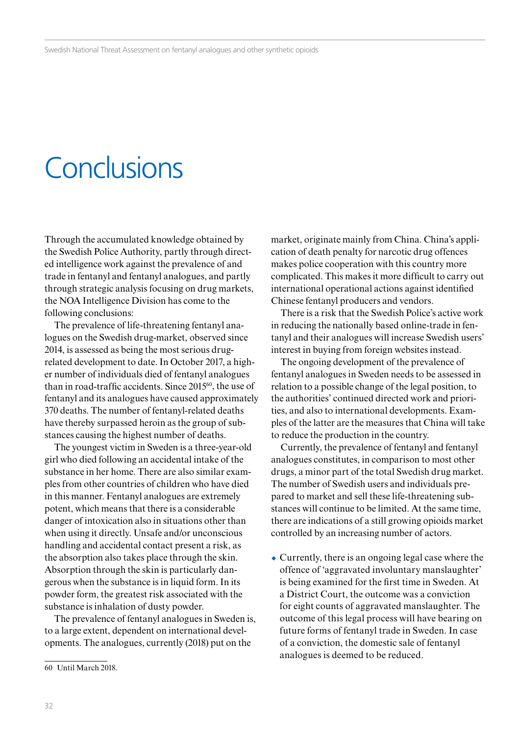# Conclusions

Through the accumulated knowledge obtained by the Swedish Police Authority, partly through directed intelligence work against the prevalence of and trade in fentanyl and fentanyl analogues, and partly through strategic analysis focusing on drug markets, the NOA Intelligence Division has come to the following conclusions:

The prevalence of life-threatening fentanyl analogues on the Swedish drug-market, observed since 2014, is assessed as being the most serious drug-related development to date. In October 2017, a higher number of individuals died of fentanyl analogues than in road-traffic accidents. Since 2015[60], the use of fentanyl and its analogues have caused approximately 370 deaths. The number of fentanyl-related deaths have thereby surpassed heroin as the group of substances causing the highest number of deaths.

The youngest victim in Sweden is a three-year-old girl who died following an accidental intake of the substance in her home. There are also similar examples from other countries of children who have died in this manner. Fentanyl analogues are extremely potent, which means that there is a considerable danger of intoxication also in situations other than when using it directly. Unsafe and/or unconscious handling and accidental contact present a risk, as the absorption also takes place through the skin. Absorption through the skin is particularly dangerous when the substance is in liquid form. In its powder form, the greatest risk associated with the substance is inhalation of dusty powder.

The prevalence of fentanyl analogues in Sweden is, to a large extent, dependent on international developments. The analogues, currently (2018) put on the market, originate mainly from China. China's application of death penalty for narcotic drug offences makes police cooperation with this country more complicated. This makes it more difficult to carry out international operational actions against identified Chinese fentanyl producers and vendors.

There is a risk that the Swedish Police's active work in reducing the nationally based online-trade in fentanyl and their analogues will increase Swedish users' interest in buying from foreign websites instead.

The ongoing development of the prevalence of fentanyl analogues in Sweden needs to be assessed in relation to a possible change of the legal position, to the authorities' continued directed work and priorities, and also to international developments. Examples of the latter are the measures that China will take to reduce the production in the country.

Currently, the prevalence of fentanyl and fentanyl analogues constitutes, in comparison to most other drugs, a minor part of the total Swedish drug market. The number of Swedish users and individuals prepared to market and sell these life-threatening substances will continue to be limited. At the same time, there are indications of a still growing opioids market controlled by an increasing number of actors.

- Currently, there is an ongoing legal case where the offence of 'aggravated involuntary manslaughter' is being examined for the first time in Sweden. At a District Court, the outcome was a conviction for eight counts of aggravated manslaughter. The outcome of this legal process will have bearing on future forms of fentanyl trade in Sweden. In case of a conviction, the domestic sale of fentanyl analogues is deemed to be reduced.

60 Until March 2018.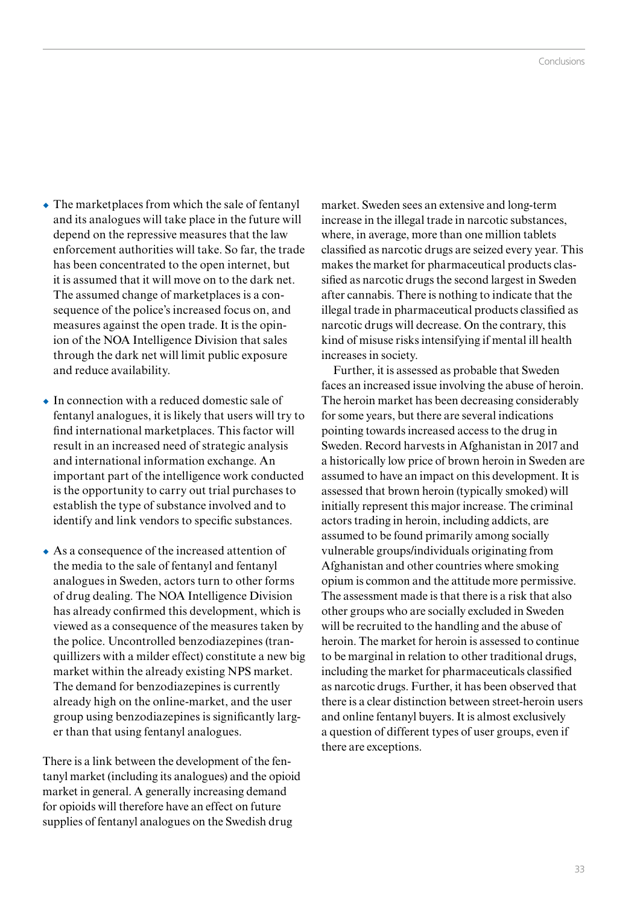- The marketplaces from which the sale of fentanyl and its analogues will take place in the future will depend on the repressive measures that the law enforcement authorities will take. So far, the trade has been concentrated to the open internet, but it is assumed that it will move on to the dark net. The assumed change of marketplaces is a consequence of the police's increased focus on, and measures against the open trade. It is the opinion of the NOA Intelligence Division that sales through the dark net will limit public exposure and reduce availability.

- In connection with a reduced domestic sale of fentanyl analogues, it is likely that users will try to find international marketplaces. This factor will result in an increased need of strategic analysis and international information exchange. An important part of the intelligence work conducted is the opportunity to carry out trial purchases to establish the type of substance involved and to identify and link vendors to specific substances.

- As a consequence of the increased attention of the media to the sale of fentanyl and fentanyl analogues in Sweden, actors turn to other forms of drug dealing. The NOA Intelligence Division has already confirmed this development, which is viewed as a consequence of the measures taken by the police. Uncontrolled benzodiazepines (tranquillizers with a milder effect) constitute a new big market within the already existing NPS market. The demand for benzodiazepines is currently already high on the online-market, and the user group using benzodiazepines is significantly larger than that using fentanyl analogues.

There is a link between the development of the fentanyl market (including its analogues) and the opioid market in general. A generally increasing demand for opioids will therefore have an effect on future supplies of fentanyl analogues on the Swedish drug market. Sweden sees an extensive and long-term increase in the illegal trade in narcotic substances, where, in average, more than one million tablets classified as narcotic drugs are seized every year. This makes the market for pharmaceutical products classified as narcotic drugs the second largest in Sweden after cannabis. There is nothing to indicate that the illegal trade in pharmaceutical products classified as narcotic drugs will decrease. On the contrary, this kind of misuse risks intensifying if mental ill health increases in society.

Further, it is assessed as probable that Sweden faces an increased issue involving the abuse of heroin. The heroin market has been decreasing considerably for some years, but there are several indications pointing towards increased access to the drug in Sweden. Record harvests in Afghanistan in 2017 and a historically low price of brown heroin in Sweden are assumed to have an impact on this development. It is assessed that brown heroin (typically smoked) will initially represent this major increase. The criminal actors trading in heroin, including addicts, are assumed to be found primarily among socially vulnerable groups/individuals originating from Afghanistan and other countries where smoking opium is common and the attitude more permissive. The assessment made is that there is a risk that also other groups who are socially excluded in Sweden will be recruited to the handling and the abuse of heroin. The market for heroin is assessed to continue to be marginal in relation to other traditional drugs, including the market for pharmaceuticals classified as narcotic drugs. Further, it has been observed that there is a clear distinction between street-heroin users and online fentanyl buyers. It is almost exclusively a question of different types of user groups, even if there are exceptions.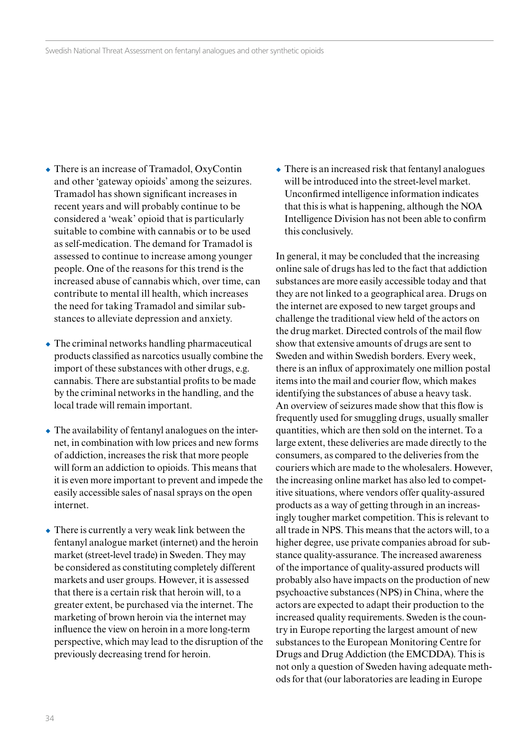- There is an increase of Tramadol, OxyContin and other 'gateway opioids' among the seizures. Tramadol has shown significant increases in recent years and will probably continue to be considered a 'weak' opioid that is particularly suitable to combine with cannabis or to be used as self-medication. The demand for Tramadol is assessed to continue to increase among younger people. One of the reasons for this trend is the increased abuse of cannabis which, over time, can contribute to mental ill health, which increases the need for taking Tramadol and similar substances to alleviate depression and anxiety.

- The criminal networks handling pharmaceutical products classified as narcotics usually combine the import of these substances with other drugs, e.g. cannabis. There are substantial profits to be made by the criminal networks in the handling, and the local trade will remain important.

- The availability of fentanyl analogues on the internet, in combination with low prices and new forms of addiction, increases the risk that more people will form an addiction to opioids. This means that it is even more important to prevent and impede the easily accessible sales of nasal sprays on the open internet.

- There is currently a very weak link between the fentanyl analogue market (internet) and the heroin market (street-level trade) in Sweden. They may be considered as constituting completely different markets and user groups. However, it is assessed that there is a certain risk that heroin will, to a greater extent, be purchased via the internet. The marketing of brown heroin via the internet may influence the view on heroin in a more long-term perspective, which may lead to the disruption of the previously decreasing trend for heroin.

- There is an increased risk that fentanyl analogues will be introduced into the street-level market. Unconfirmed intelligence information indicates that this is what is happening, although the NOA Intelligence Division has not been able to confirm this conclusively.

In general, it may be concluded that the increasing online sale of drugs has led to the fact that addiction substances are more easily accessible today and that they are not linked to a geographical area. Drugs on the internet are exposed to new target groups and challenge the traditional view held of the actors on the drug market. Directed controls of the mail flow show that extensive amounts of drugs are sent to Sweden and within Swedish borders. Every week, there is an influx of approximately one million postal items into the mail and courier flow, which makes identifying the substances of abuse a heavy task. An overview of seizures made show that this flow is frequently used for smuggling drugs, usually smaller quantities, which are then sold on the internet. To a large extent, these deliveries are made directly to the consumers, as compared to the deliveries from the couriers which are made to the wholesalers. However, the increasing online market has also led to competitive situations, where vendors offer quality-assured products as a way of getting through in an increasingly tougher market competition. This is relevant to all trade in NPS. This means that the actors will, to a higher degree, use private companies abroad for substance quality-assurance. The increased awareness of the importance of quality-assured products will probably also have impacts on the production of new psychoactive substances (NPS) in China, where the actors are expected to adapt their production to the increased quality requirements. Sweden is the country in Europe reporting the largest amount of new substances to the European Monitoring Centre for Drugs and Drug Addiction (the EMCDDA). This is not only a question of Sweden having adequate methods for that (our laboratories are leading in Europe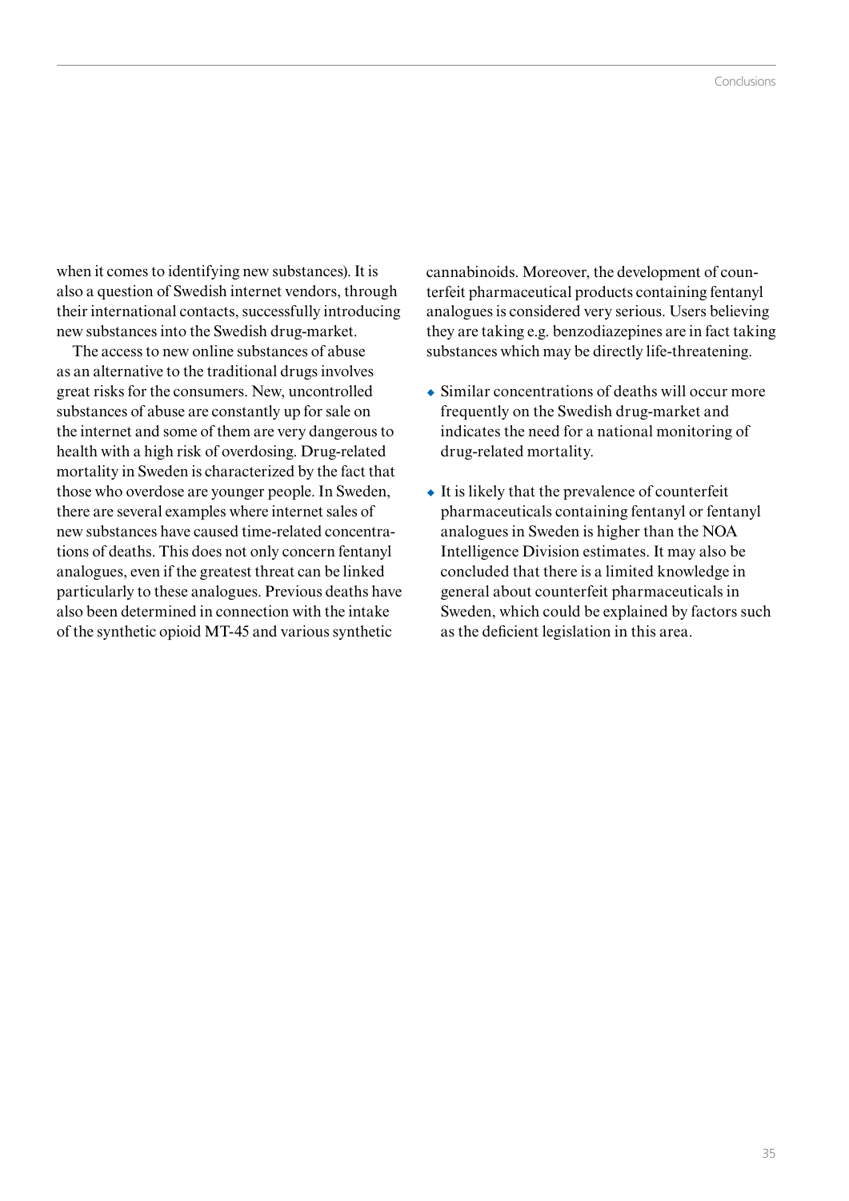when it comes to identifying new substances). It is also a question of Swedish internet vendors, through their international contacts, successfully introducing new substances into the Swedish drug-market.

The access to new online substances of abuse as an alternative to the traditional drugs involves great risks for the consumers. New, uncontrolled substances of abuse are constantly up for sale on the internet and some of them are very dangerous to health with a high risk of overdosing. Drug-related mortality in Sweden is characterized by the fact that those who overdose are younger people. In Sweden, there are several examples where internet sales of new substances have caused time-related concentrations of deaths. This does not only concern fentanyl analogues, even if the greatest threat can be linked particularly to these analogues. Previous deaths have also been determined in connection with the intake of the synthetic opioid MT-45 and various synthetic cannabinoids. Moreover, the development of counterfeit pharmaceutical products containing fentanyl analogues is considered very serious. Users believing they are taking e.g. benzodiazepines are in fact taking substances which may be directly life-threatening.

- Similar concentrations of deaths will occur more frequently on the Swedish drug-market and indicates the need for a national monitoring of drug-related mortality.
- It is likely that the prevalence of counterfeit pharmaceuticals containing fentanyl or fentanyl analogues in Sweden is higher than the NOA Intelligence Division estimates. It may also be concluded that there is a limited knowledge in general about counterfeit pharmaceuticals in Sweden, which could be explained by factors such as the deficient legislation in this area.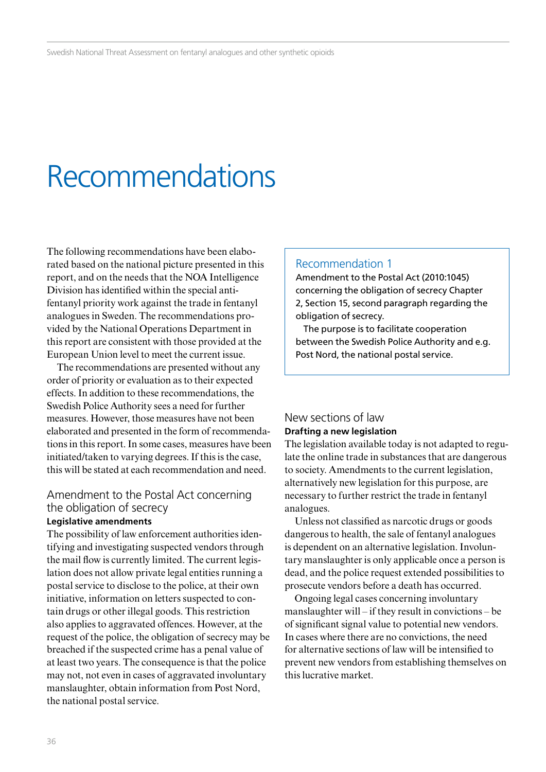# Recommendations

The following recommendations have been elaborated based on the national picture presented in this report, and on the needs that the NOA Intelligence Division has identified within the special anti-fentanyl priority work against the trade in fentanyl analogues in Sweden. The recommendations provided by the National Operations Department in this report are consistent with those provided at the European Union level to meet the current issue.

The recommendations are presented without any order of priority or evaluation as to their expected effects. In addition to these recommendations, the Swedish Police Authority sees a need for further measures. However, those measures have not been elaborated and presented in the form of recommendations in this report. In some cases, measures have been initiated/taken to varying degrees. If this is the case, this will be stated at each recommendation and need.

## Amendment to the Postal Act concerning the obligation of secrecy

**Legislative amendments**

The possibility of law enforcement authorities identifying and investigating suspected vendors through the mail flow is currently limited. The current legislation does not allow private legal entities running a postal service to disclose to the police, at their own initiative, information on letters suspected to contain drugs or other illegal goods. This restriction also applies to aggravated offences. However, at the request of the police, the obligation of secrecy may be breached if the suspected crime has a penal value of at least two years. The consequence is that the police may not, not even in cases of aggravated involuntary manslaughter, obtain information from Post Nord, the national postal service.

> ### Recommendation 1
>
> Amendment to the Postal Act (2010:1045) concerning the obligation of secrecy Chapter 2, Section 15, second paragraph regarding the obligation of secrecy.
>
> The purpose is to facilitate cooperation between the Swedish Police Authority and e.g. Post Nord, the national postal service.

## New sections of law

**Drafting a new legislation**

The legislation available today is not adapted to regulate the online trade in substances that are dangerous to society. Amendments to the current legislation, alternatively new legislation for this purpose, are necessary to further restrict the trade in fentanyl analogues.

Unless not classified as narcotic drugs or goods dangerous to health, the sale of fentanyl analogues is dependent on an alternative legislation. Involuntary manslaughter is only applicable once a person is dead, and the police request extended possibilities to prosecute vendors before a death has occurred.

Ongoing legal cases concerning involuntary manslaughter will – if they result in convictions – be of significant signal value to potential new vendors. In cases where there are no convictions, the need for alternative sections of law will be intensified to prevent new vendors from establishing themselves on this lucrative market.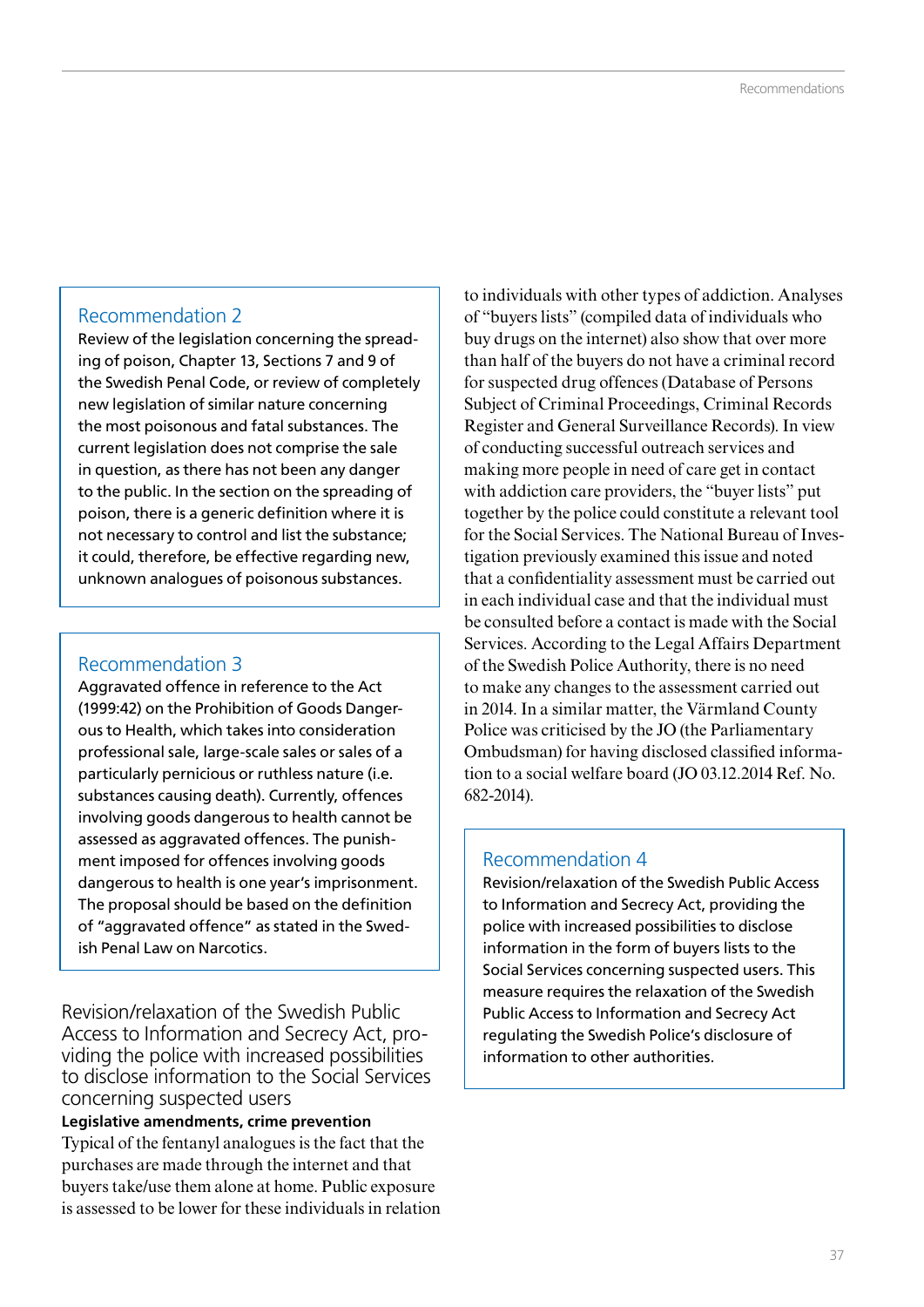### Recommendation 2

Review of the legislation concerning the spreading of poison, Chapter 13, Sections 7 and 9 of the Swedish Penal Code, or review of completely new legislation of similar nature concerning the most poisonous and fatal substances. The current legislation does not comprise the sale in question, as there has not been any danger to the public. In the section on the spreading of poison, there is a generic definition where it is not necessary to control and list the substance; it could, therefore, be effective regarding new, unknown analogues of poisonous substances.

### Recommendation 3

Aggravated offence in reference to the Act (1999:42) on the Prohibition of Goods Dangerous to Health, which takes into consideration professional sale, large-scale sales or sales of a particularly pernicious or ruthless nature (i.e. substances causing death). Currently, offences involving goods dangerous to health cannot be assessed as aggravated offences. The punishment imposed for offences involving goods dangerous to health is one year's imprisonment. The proposal should be based on the definition of "aggravated offence" as stated in the Swedish Penal Law on Narcotics.

## Revision/relaxation of the Swedish Public Access to Information and Secrecy Act, providing the police with increased possibilities to disclose information to the Social Services concerning suspected users

**Legislative amendments, crime prevention**

Typical of the fentanyl analogues is the fact that the purchases are made through the internet and that buyers take/use them alone at home. Public exposure is assessed to be lower for these individuals in relation to individuals with other types of addiction. Analyses of "buyers lists" (compiled data of individuals who buy drugs on the internet) also show that over more than half of the buyers do not have a criminal record for suspected drug offences (Database of Persons Subject of Criminal Proceedings, Criminal Records Register and General Surveillance Records). In view of conducting successful outreach services and making more people in need of care get in contact with addiction care providers, the "buyer lists" put together by the police could constitute a relevant tool for the Social Services. The National Bureau of Investigation previously examined this issue and noted that a confidentiality assessment must be carried out in each individual case and that the individual must be consulted before a contact is made with the Social Services. According to the Legal Affairs Department of the Swedish Police Authority, there is no need to make any changes to the assessment carried out in 2014. In a similar matter, the Värmland County Police was criticised by the JO (the Parliamentary Ombudsman) for having disclosed classified information to a social welfare board (JO 03.12.2014 Ref. No. 682-2014).

### Recommendation 4

Revision/relaxation of the Swedish Public Access to Information and Secrecy Act, providing the police with increased possibilities to disclose information in the form of buyers lists to the Social Services concerning suspected users. This measure requires the relaxation of the Swedish Public Access to Information and Secrecy Act regulating the Swedish Police's disclosure of information to other authorities.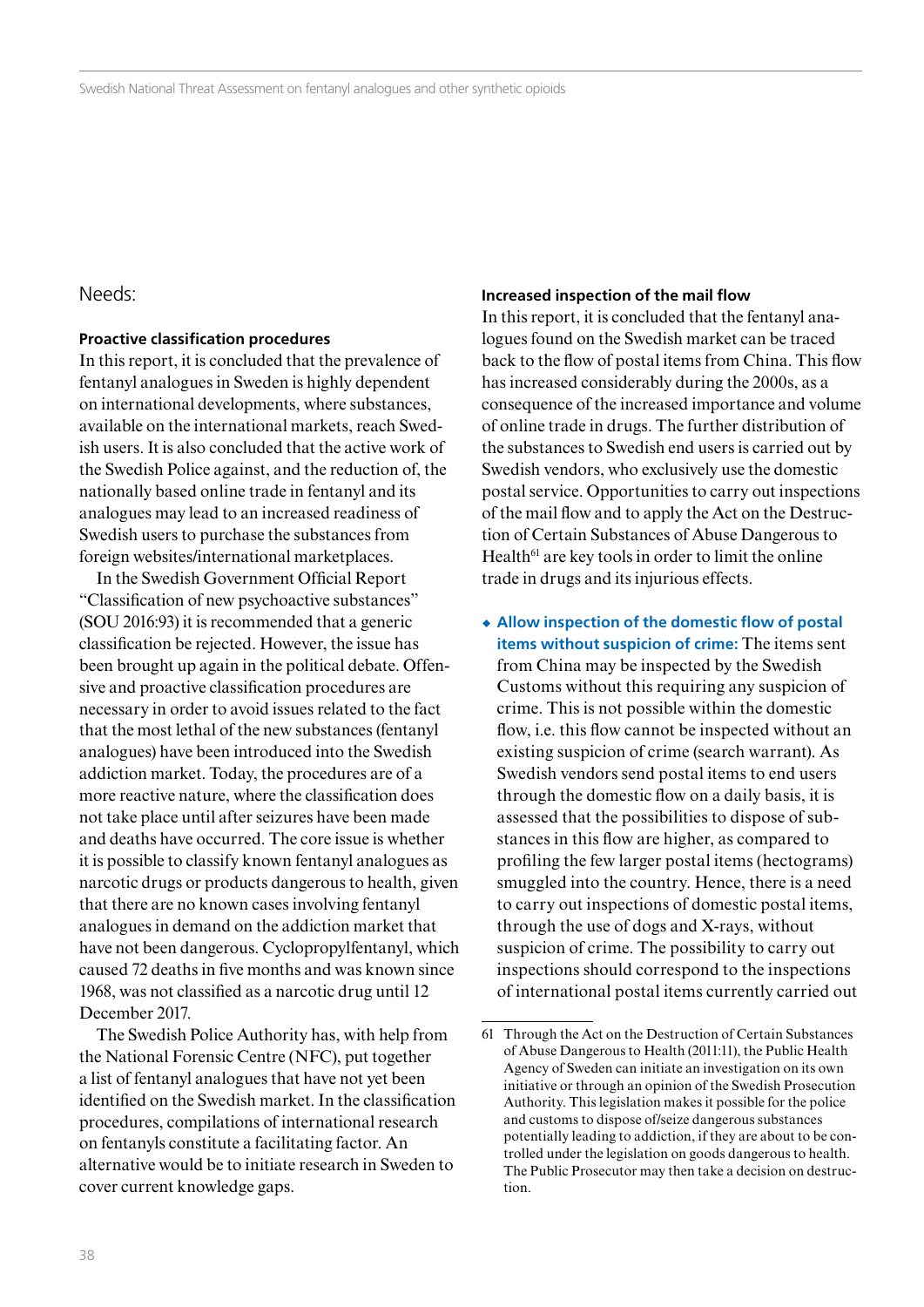## Needs:

### Proactive classification procedures

In this report, it is concluded that the prevalence of fentanyl analogues in Sweden is highly dependent on international developments, where substances, available on the international markets, reach Swedish users. It is also concluded that the active work of the Swedish Police against, and the reduction of, the nationally based online trade in fentanyl and its analogues may lead to an increased readiness of Swedish users to purchase the substances from foreign websites/international marketplaces.

In the Swedish Government Official Report "Classification of new psychoactive substances" (SOU 2016:93) it is recommended that a generic classification be rejected. However, the issue has been brought up again in the political debate. Offensive and proactive classification procedures are necessary in order to avoid issues related to the fact that the most lethal of the new substances (fentanyl analogues) have been introduced into the Swedish addiction market. Today, the procedures are of a more reactive nature, where the classification does not take place until after seizures have been made and deaths have occurred. The core issue is whether it is possible to classify known fentanyl analogues as narcotic drugs or products dangerous to health, given that there are no known cases involving fentanyl analogues in demand on the addiction market that have not been dangerous. Cyclopropylfentanyl, which caused 72 deaths in five months and was known since 1968, was not classified as a narcotic drug until 12 December 2017.

The Swedish Police Authority has, with help from the National Forensic Centre (NFC), put together a list of fentanyl analogues that have not yet been identified on the Swedish market. In the classification procedures, compilations of international research on fentanyls constitute a facilitating factor. An alternative would be to initiate research in Sweden to cover current knowledge gaps.

### Increased inspection of the mail flow

In this report, it is concluded that the fentanyl analogues found on the Swedish market can be traced back to the flow of postal items from China. This flow has increased considerably during the 2000s, as a consequence of the increased importance and volume of online trade in drugs. The further distribution of the substances to Swedish end users is carried out by Swedish vendors, who exclusively use the domestic postal service. Opportunities to carry out inspections of the mail flow and to apply the Act on the Destruction of Certain Substances of Abuse Dangerous to Health[61] are key tools in order to limit the online trade in drugs and its injurious effects.

- **Allow inspection of the domestic flow of postal items without suspicion of crime:** The items sent from China may be inspected by the Swedish Customs without this requiring any suspicion of crime. This is not possible within the domestic flow, i.e. this flow cannot be inspected without an existing suspicion of crime (search warrant). As Swedish vendors send postal items to end users through the domestic flow on a daily basis, it is assessed that the possibilities to dispose of substances in this flow are higher, as compared to profiling the few larger postal items (hectograms) smuggled into the country. Hence, there is a need to carry out inspections of domestic postal items, through the use of dogs and X-rays, without suspicion of crime. The possibility to carry out inspections should correspond to the inspections of international postal items currently carried out

[61] Through the Act on the Destruction of Certain Substances of Abuse Dangerous to Health (2011:11), the Public Health Agency of Sweden can initiate an investigation on its own initiative or through an opinion of the Swedish Prosecution Authority. This legislation makes it possible for the police and customs to dispose of/seize dangerous substances potentially leading to addiction, if they are about to be controlled under the legislation on goods dangerous to health. The Public Prosecutor may then take a decision on destruction.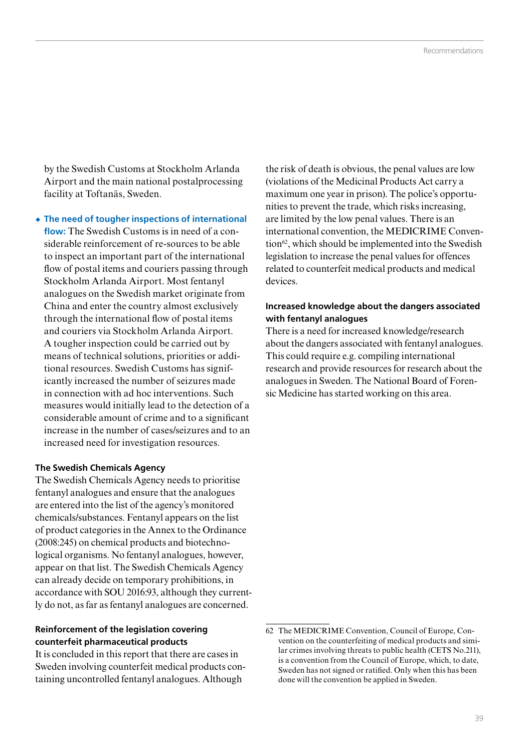by the Swedish Customs at Stockholm Arlanda Airport and the main national postalprocessing facility at Toftanäs, Sweden.

- **The need of tougher inspections of international flow:** The Swedish Customs is in need of a considerable reinforcement of re-sources to be able to inspect an important part of the international flow of postal items and couriers passing through Stockholm Arlanda Airport. Most fentanyl analogues on the Swedish market originate from China and enter the country almost exclusively through the international flow of postal items and couriers via Stockholm Arlanda Airport. A tougher inspection could be carried out by means of technical solutions, priorities or additional resources. Swedish Customs has significantly increased the number of seizures made in connection with ad hoc interventions. Such measures would initially lead to the detection of a considerable amount of crime and to a significant increase in the number of cases/seizures and to an increased need for investigation resources.

#### The Swedish Chemicals Agency

The Swedish Chemicals Agency needs to prioritise fentanyl analogues and ensure that the analogues are entered into the list of the agency's monitored chemicals/substances. Fentanyl appears on the list of product categories in the Annex to the Ordinance (2008:245) on chemical products and biotechnological organisms. No fentanyl analogues, however, appear on that list. The Swedish Chemicals Agency can already decide on temporary prohibitions, in accordance with SOU 2016:93, although they currently do not, as far as fentanyl analogues are concerned.

#### Reinforcement of the legislation covering counterfeit pharmaceutical products

It is concluded in this report that there are cases in Sweden involving counterfeit medical products containing uncontrolled fentanyl analogues. Although the risk of death is obvious, the penal values are low (violations of the Medicinal Products Act carry a maximum one year in prison). The police's opportunities to prevent the trade, which risks increasing, are limited by the low penal values. There is an international convention, the MEDICRIME Convention[62], which should be implemented into the Swedish legislation to increase the penal values for offences related to counterfeit medical products and medical devices.

#### Increased knowledge about the dangers associated with fentanyl analogues

There is a need for increased knowledge/research about the dangers associated with fentanyl analogues. This could require e.g. compiling international research and provide resources for research about the analogues in Sweden. The National Board of Forensic Medicine has started working on this area.

---

62 The MEDICRIME Convention, Council of Europe, Convention on the counterfeiting of medical products and similar crimes involving threats to public health (CETS No.211), is a convention from the Council of Europe, which, to date, Sweden has not signed or ratified. Only when this has been done will the convention be applied in Sweden.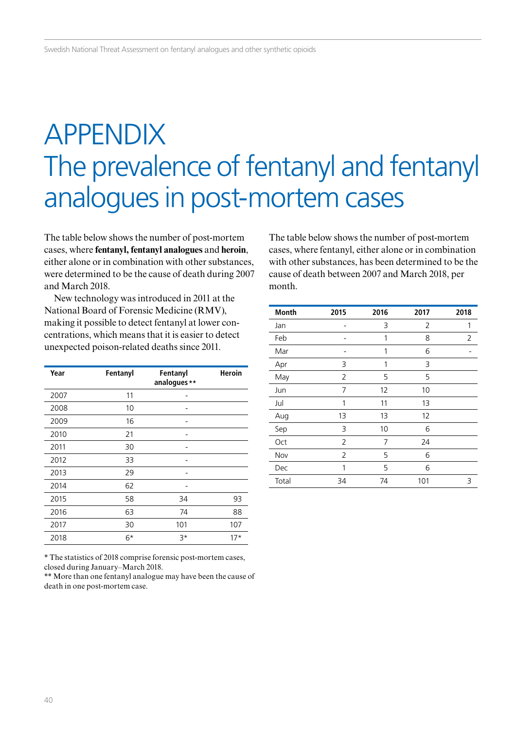# APPENDIX
# The prevalence of fentanyl and fentanyl analogues in post-mortem cases

The table below shows the number of post-mortem cases, where **fentanyl, fentanyl analogues** and **heroin**, either alone or in combination with other substances, were determined to be the cause of death during 2007 and March 2018.

New technology was introduced in 2011 at the National Board of Forensic Medicine (RMV), making it possible to detect fentanyl at lower concentrations, which means that it is easier to detect unexpected poison-related deaths since 2011.

| Year | Fentanyl | Fentanyl analogues** | Heroin |
|---|---|---|---|
| 2007 | 11 | - | |
| 2008 | 10 | - | |
| 2009 | 16 | - | |
| 2010 | 21 | - | |
| 2011 | 30 | - | |
| 2012 | 33 | - | |
| 2013 | 29 | - | |
| 2014 | 62 | - | |
| 2015 | 58 | 34 | 93 |
| 2016 | 63 | 74 | 88 |
| 2017 | 30 | 101 | 107 |
| 2018 | 6* | 3* | 17* |

\* The statistics of 2018 comprise forensic post-mortem cases, closed during January–March 2018.
** More than one fentanyl analogue may have been the cause of death in one post-mortem case.

The table below shows the number of post-mortem cases, where fentanyl, either alone or in combination with other substances, has been determined to be the cause of death between 2007 and March 2018, per month.

| Month | 2015 | 2016 | 2017 | 2018 |
|---|---|---|---|---|
| Jan | - | 3 | 2 | 1 |
| Feb | - | 1 | 8 | 2 |
| Mar | - | 1 | 6 | - |
| Apr | 3 | 1 | 3 | |
| May | 2 | 5 | 5 | |
| Jun | 7 | 12 | 10 | |
| Jul | 1 | 11 | 13 | |
| Aug | 13 | 13 | 12 | |
| Sep | 3 | 10 | 6 | |
| Oct | 2 | 7 | 24 | |
| Nov | 2 | 5 | 6 | |
| Dec | 1 | 5 | 6 | |
| Total | 34 | 74 | 101 | 3 |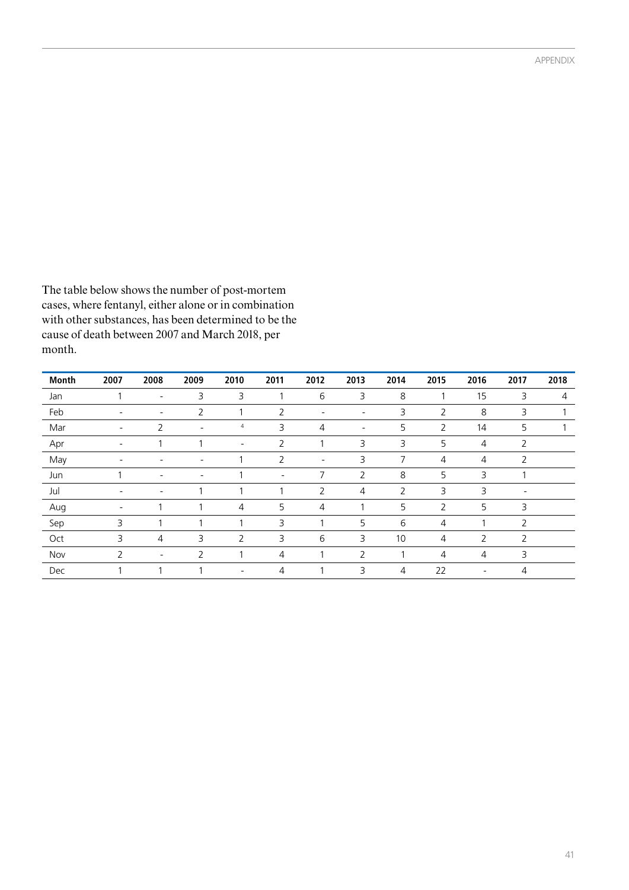The table below shows the number of post-mortem cases, where fentanyl, either alone or in combination with other substances, has been determined to be the cause of death between 2007 and March 2018, per month.

| Month | 2007 | 2008 | 2009 | 2010 | 2011 | 2012 | 2013 | 2014 | 2015 | 2016 | 2017 | 2018 |
|---|---|---|---|---|---|---|---|---|---|---|---|---|
| Jan | 1 | - | 3 | 3 | 1 | 6 | 3 | 8 | 1 | 15 | 3 | 4 |
| Feb | - | - | 2 | 1 | 2 | - | - | 3 | 2 | 8 | 3 | 1 |
| Mar | - | 2 | - | 4 | 3 | 4 | - | 5 | 2 | 14 | 5 | 1 |
| Apr | - | 1 | 1 | - | 2 | 1 | 3 | 3 | 5 | 4 | 2 | |
| May | - | - | - | 1 | 2 | - | 3 | 7 | 4 | 4 | 2 | |
| Jun | 1 | - | - | 1 | - | 7 | 2 | 8 | 5 | 3 | 1 | |
| Jul | - | - | 1 | 1 | 1 | 2 | 4 | 2 | 3 | 3 | - | |
| Aug | - | 1 | 1 | 4 | 5 | 4 | 1 | 5 | 2 | 5 | 3 | |
| Sep | 3 | 1 | 1 | 1 | 3 | 1 | 5 | 6 | 4 | 1 | 2 | |
| Oct | 3 | 4 | 3 | 2 | 3 | 6 | 3 | 10 | 4 | 2 | 2 | |
| Nov | 2 | - | 2 | 1 | 4 | 1 | 2 | 1 | 4 | 4 | 3 | |
| Dec | 1 | 1 | 1 | - | 4 | 1 | 3 | 4 | 22 | - | 4 | |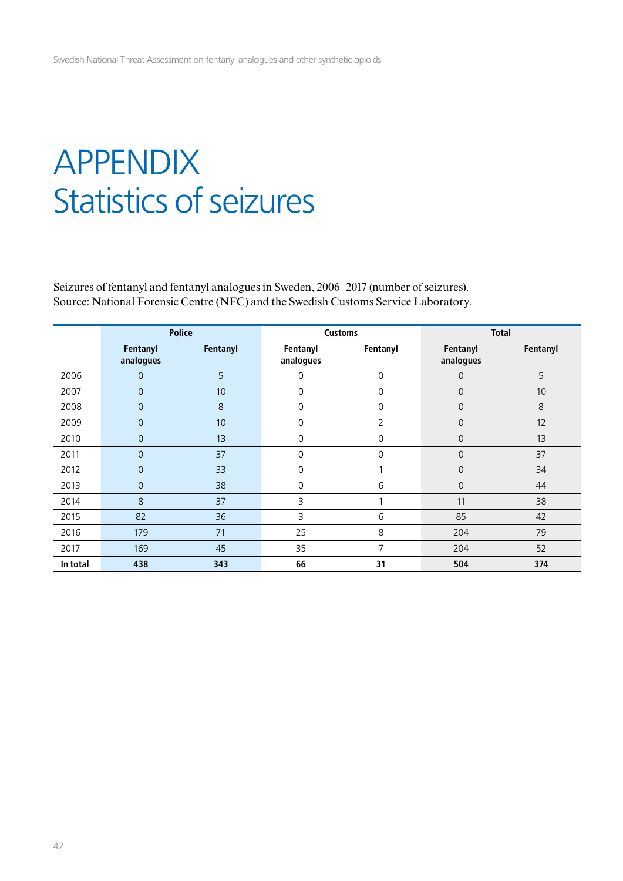# APPENDIX
# Statistics of seizures

Seizures of fentanyl and fentanyl analogues in Sweden, 2006–2017 (number of seizures).
Source: National Forensic Centre (NFC) and the Swedish Customs Service Laboratory.

| | Police | | Customs | | Total | |
|---|---|---|---|---|---|---|
| | Fentanyl analogues | Fentanyl | Fentanyl analogues | Fentanyl | Fentanyl analogues | Fentanyl |
| 2006 | 0 | 5 | 0 | 0 | 0 | 5 |
| 2007 | 0 | 10 | 0 | 0 | 0 | 10 |
| 2008 | 0 | 8 | 0 | 0 | 0 | 8 |
| 2009 | 0 | 10 | 0 | 2 | 0 | 12 |
| 2010 | 0 | 13 | 0 | 0 | 0 | 13 |
| 2011 | 0 | 37 | 0 | 0 | 0 | 37 |
| 2012 | 0 | 33 | 0 | 1 | 0 | 34 |
| 2013 | 0 | 38 | 0 | 6 | 0 | 44 |
| 2014 | 8 | 37 | 3 | 1 | 11 | 38 |
| 2015 | 82 | 36 | 3 | 6 | 85 | 42 |
| 2016 | 179 | 71 | 25 | 8 | 204 | 79 |
| 2017 | 169 | 45 | 35 | 7 | 204 | 52 |
| **In total** | **438** | **343** | **66** | **31** | **504** | **374** |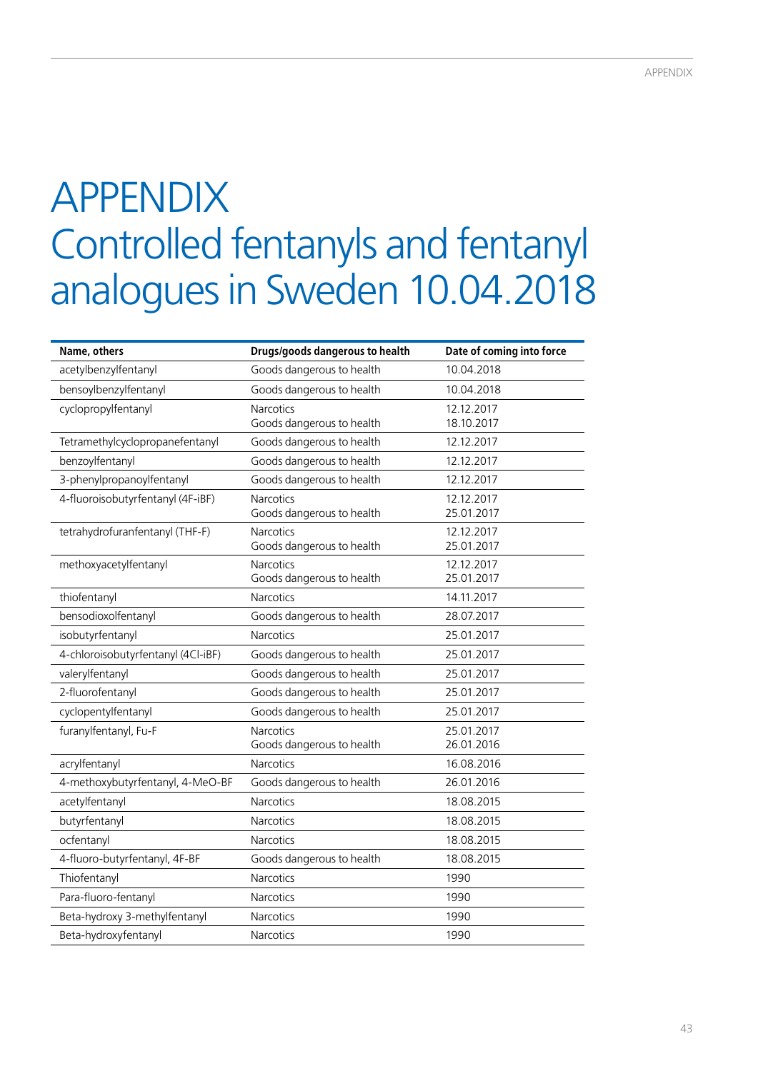# APPENDIX
# Controlled fentanyls and fentanyl analogues in Sweden 10.04.2018

| Name, others | Drugs/goods dangerous to health | Date of coming into force |
|---|---|---|
| acetylbenzylfentanyl | Goods dangerous to health | 10.04.2018 |
| bensoylbenzylfentanyl | Goods dangerous to health | 10.04.2018 |
| cyclopropylfentanyl | Narcotics<br>Goods dangerous to health | 12.12.2017<br>18.10.2017 |
| Tetramethylcyclopropanefentanyl | Goods dangerous to health | 12.12.2017 |
| benzoylfentanyl | Goods dangerous to health | 12.12.2017 |
| 3-phenylpropanoylfentanyl | Goods dangerous to health | 12.12.2017 |
| 4-fluoroisobutyrfentanyl (4F-iBF) | Narcotics<br>Goods dangerous to health | 12.12.2017<br>25.01.2017 |
| tetrahydrofuranfentanyl (THF-F) | Narcotics<br>Goods dangerous to health | 12.12.2017<br>25.01.2017 |
| methoxyacetylfentanyl | Narcotics<br>Goods dangerous to health | 12.12.2017<br>25.01.2017 |
| thiofentanyl | Narcotics | 14.11.2017 |
| bensodioxolfentanyl | Goods dangerous to health | 28.07.2017 |
| isobutyrfentanyl | Narcotics | 25.01.2017 |
| 4-chloroisobutyrfentanyl (4Cl-iBF) | Goods dangerous to health | 25.01.2017 |
| valerylfentanyl | Goods dangerous to health | 25.01.2017 |
| 2-fluorofentanyl | Goods dangerous to health | 25.01.2017 |
| cyclopentylfentanyl | Goods dangerous to health | 25.01.2017 |
| furanylfentanyl, Fu-F | Narcotics<br>Goods dangerous to health | 25.01.2017<br>26.01.2016 |
| acrylfentanyl | Narcotics | 16.08.2016 |
| 4-methoxybutyrfentanyl, 4-MeO-BF | Goods dangerous to health | 26.01.2016 |
| acetylfentanyl | Narcotics | 18.08.2015 |
| butyrfentanyl | Narcotics | 18.08.2015 |
| ocfentanyl | Narcotics | 18.08.2015 |
| 4-fluoro-butyrfentanyl, 4F-BF | Goods dangerous to health | 18.08.2015 |
| Thiofentanyl | Narcotics | 1990 |
| Para-fluoro-fentanyl | Narcotics | 1990 |
| Beta-hydroxy 3-methylfentanyl | Narcotics | 1990 |
| Beta-hydroxyfentanyl | Narcotics | 1990 |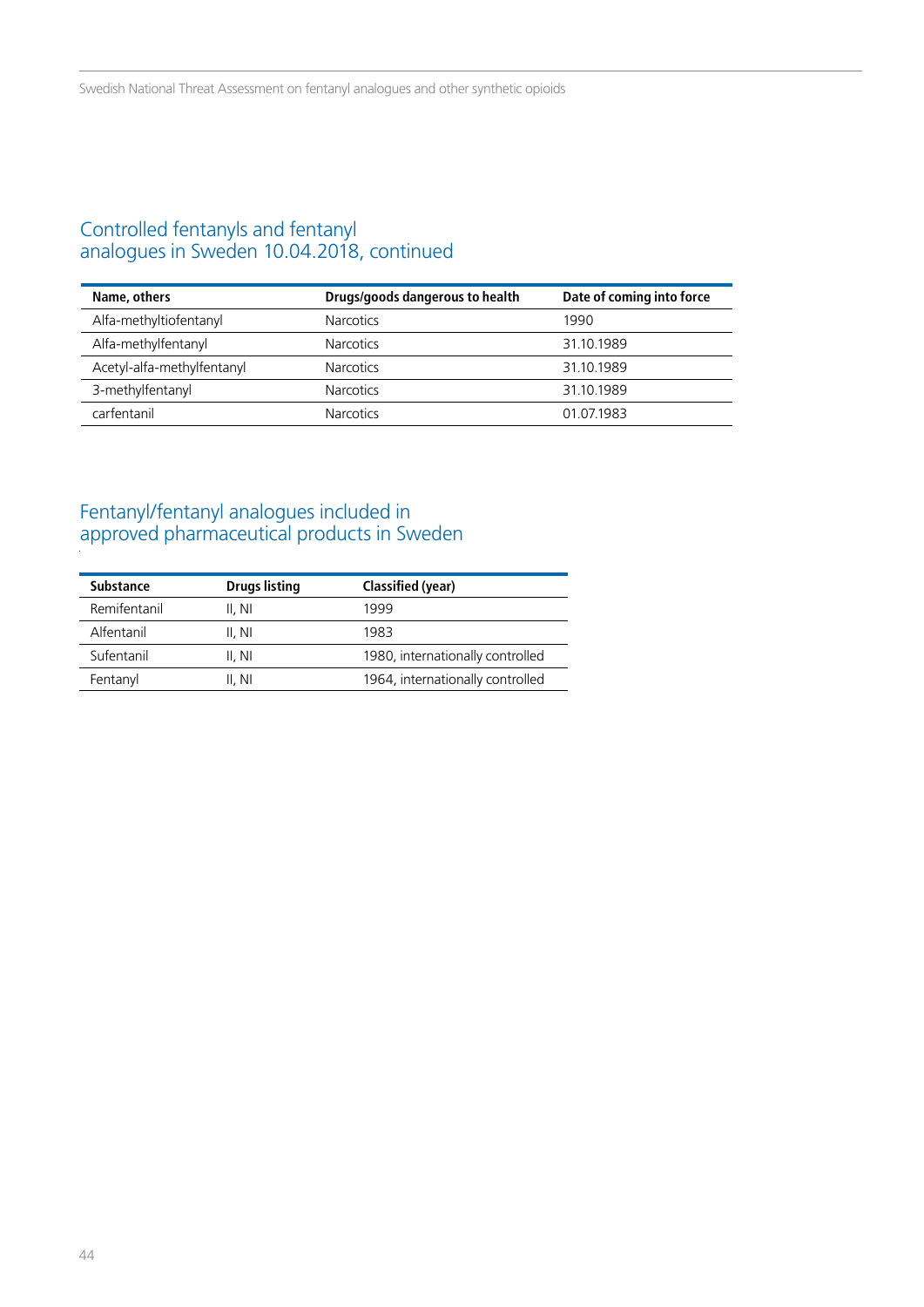## Controlled fentanyls and fentanyl analogues in Sweden 10.04.2018, continued

| Name, others | Drugs/goods dangerous to health | Date of coming into force |
|---|---|---|
| Alfa-methyltiofentanyl | Narcotics | 1990 |
| Alfa-methylfentanyl | Narcotics | 31.10.1989 |
| Acetyl-alfa-methylfentanyl | Narcotics | 31.10.1989 |
| 3-methylfentanyl | Narcotics | 31.10.1989 |
| carfentanil | Narcotics | 01.07.1983 |

## Fentanyl/fentanyl analogues included in approved pharmaceutical products in Sweden

| Substance | Drugs listing | Classified (year) |
|---|---|---|
| Remifentanil | II, NI | 1999 |
| Alfentanil | II, NI | 1983 |
| Sufentanil | II, NI | 1980, internationally controlled |
| Fentanyl | II, NI | 1964, internationally controlled |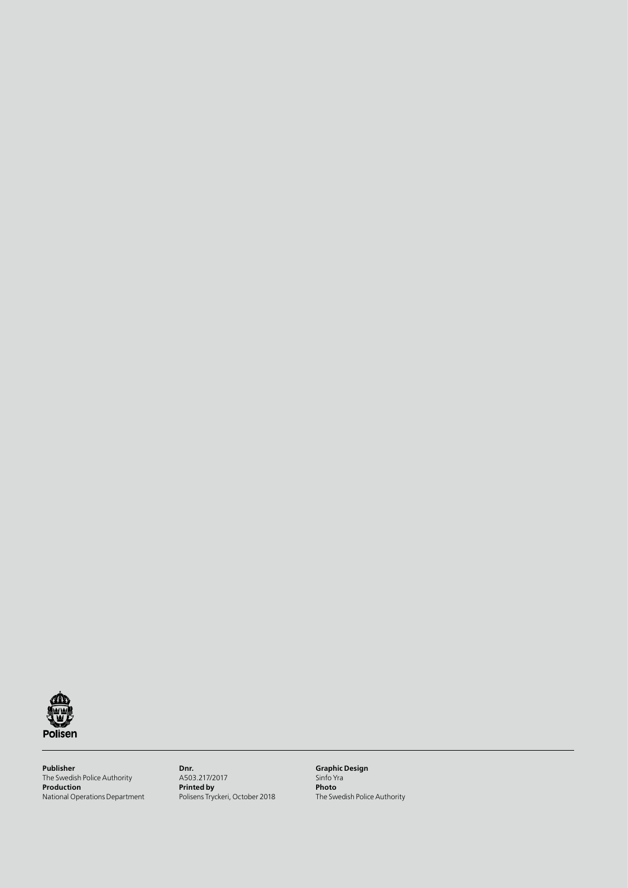Polisen

**Publisher**
The Swedish Police Authority
**Production**
National Operations Department

**Dnr.**
A503.217/2017
**Printed by**
Polisens Tryckeri, October 2018

**Graphic Design**
Sinfo Yra
**Photo**
The Swedish Police Authority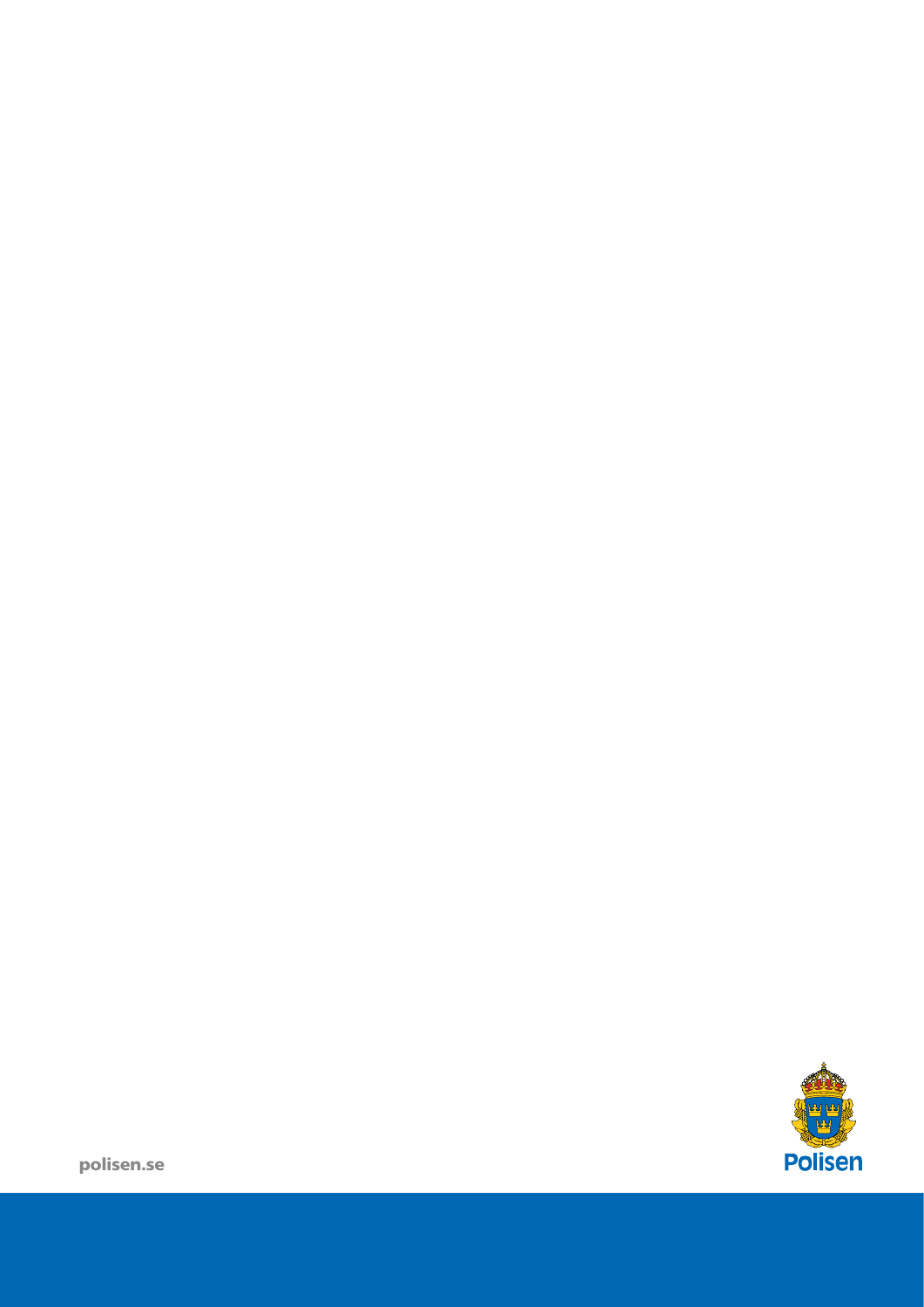polisen.se

Polisen